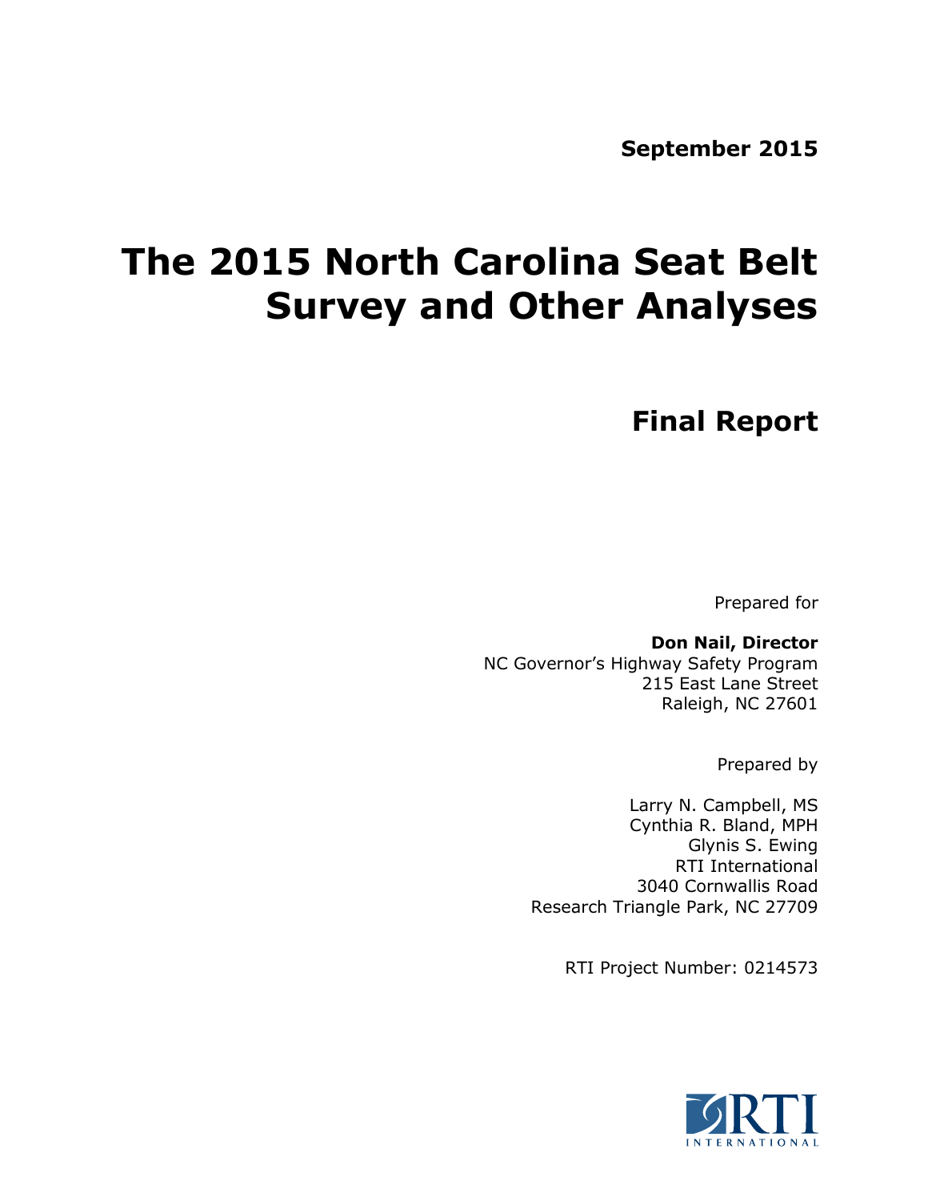**September 2015**

# The 2015 North Carolina Seat Belt Survey and Other Analyses

## Final Report

Prepared for

**Don Nail, Director**
NC Governor's Highway Safety Program
215 East Lane Street
Raleigh, NC 27601

Prepared by

Larry N. Campbell, MS
Cynthia R. Bland, MPH
Glynis S. Ewing
RTI International
3040 Cornwallis Road
Research Triangle Park, NC 27709

RTI Project Number: 0214573

RTI INTERNATIONAL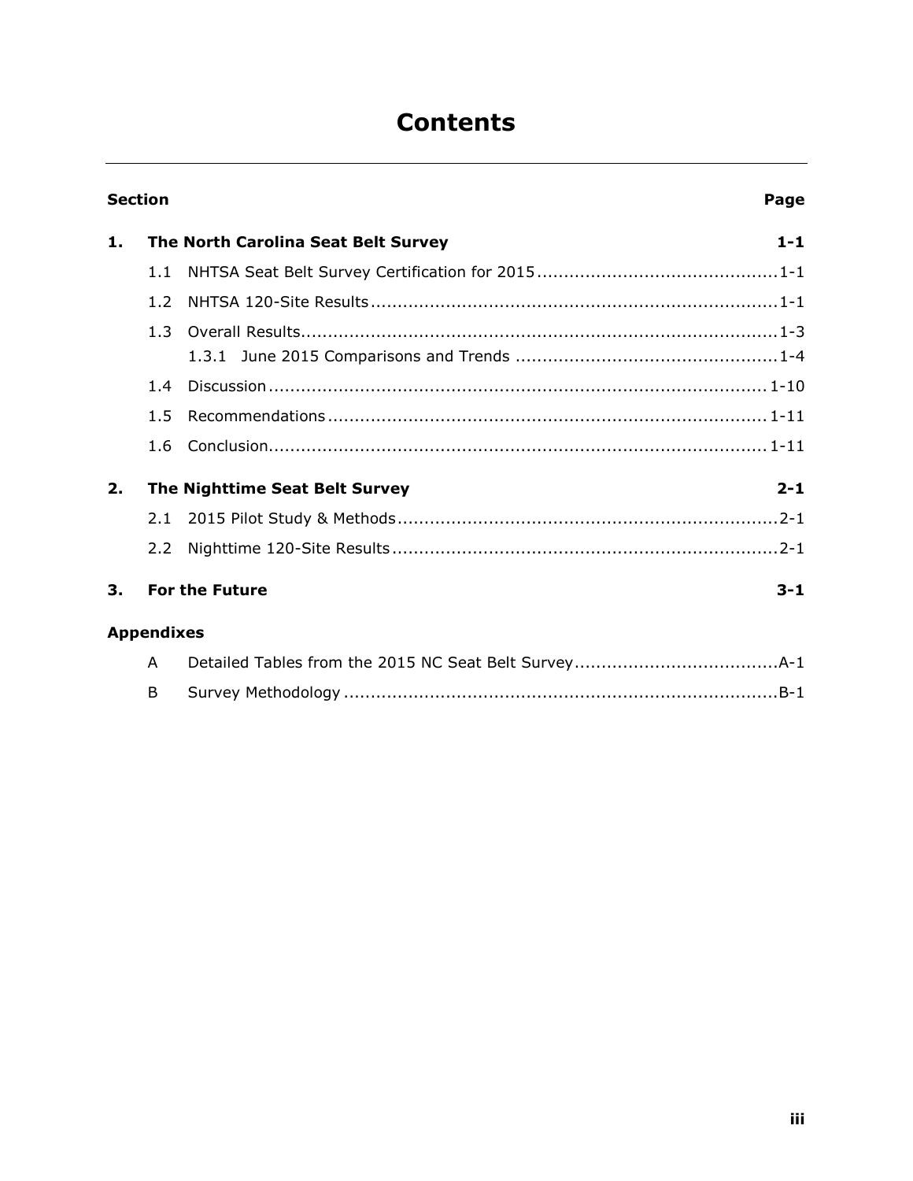# Contents

| Section | | Page |
|---|---|---|
| **1.** | **The North Carolina Seat Belt Survey** | **1-1** |
| 1.1 | NHTSA Seat Belt Survey Certification for 2015 | 1-1 |
| 1.2 | NHTSA 120-Site Results | 1-1 |
| 1.3 | Overall Results | 1-3 |
| | 1.3.1 June 2015 Comparisons and Trends | 1-4 |
| 1.4 | Discussion | 1-10 |
| 1.5 | Recommendations | 1-11 |
| 1.6 | Conclusion | 1-11 |
| **2.** | **The Nighttime Seat Belt Survey** | **2-1** |
| 2.1 | 2015 Pilot Study & Methods | 2-1 |
| 2.2 | Nighttime 120-Site Results | 2-1 |
| **3.** | **For the Future** | **3-1** |
| **Appendixes** | | |
| A | Detailed Tables from the 2015 NC Seat Belt Survey | A-1 |
| B | Survey Methodology | B-1 |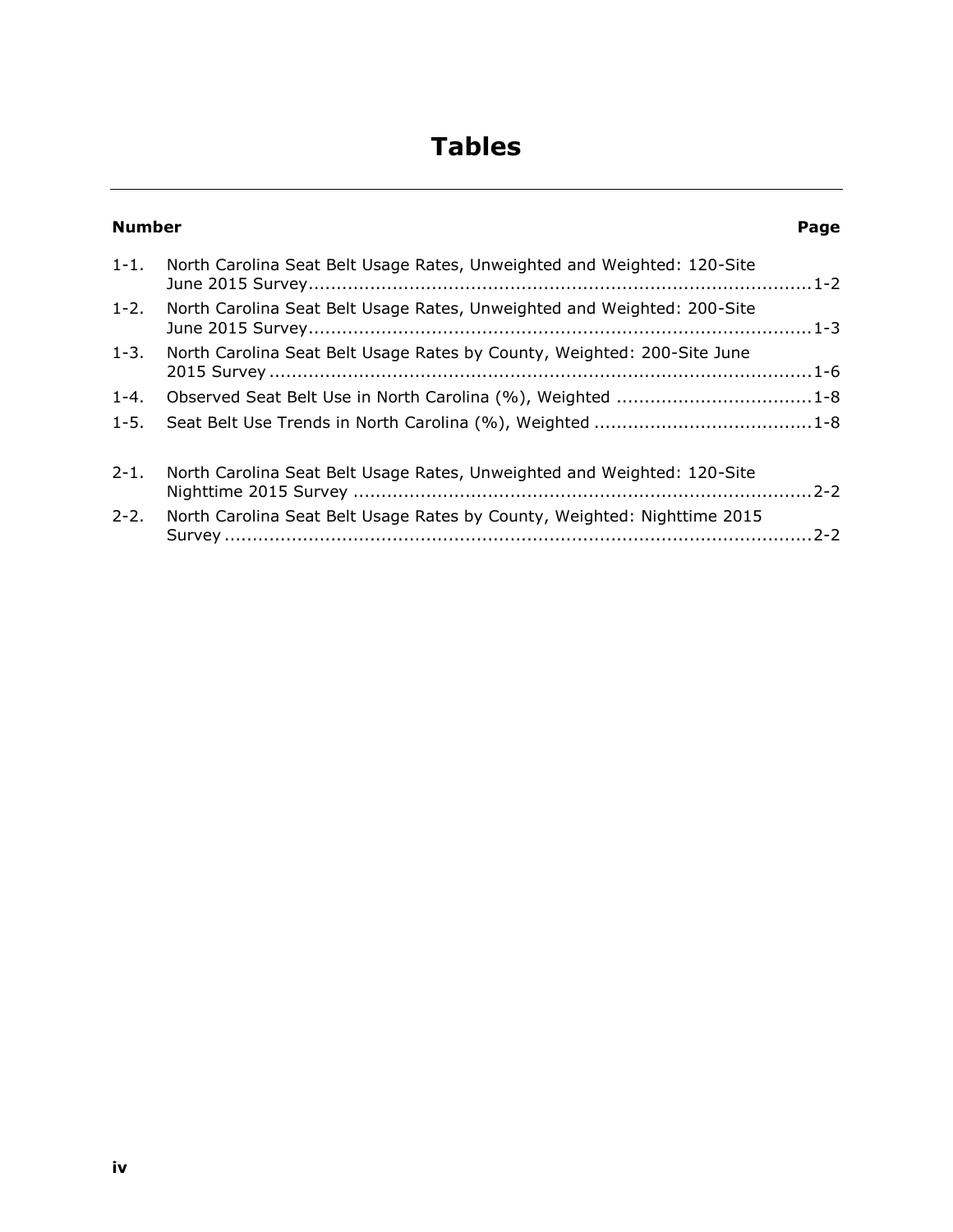# Tables

| Number | | Page |
|---|---|---|
| 1-1. | North Carolina Seat Belt Usage Rates, Unweighted and Weighted: 120-Site June 2015 Survey | 1-2 |
| 1-2. | North Carolina Seat Belt Usage Rates, Unweighted and Weighted: 200-Site June 2015 Survey | 1-3 |
| 1-3. | North Carolina Seat Belt Usage Rates by County, Weighted: 200-Site June 2015 Survey | 1-6 |
| 1-4. | Observed Seat Belt Use in North Carolina (%), Weighted | 1-8 |
| 1-5. | Seat Belt Use Trends in North Carolina (%), Weighted | 1-8 |
| 2-1. | North Carolina Seat Belt Usage Rates, Unweighted and Weighted: 120-Site Nighttime 2015 Survey | 2-2 |
| 2-2. | North Carolina Seat Belt Usage Rates by County, Weighted: Nighttime 2015 Survey | 2-2 |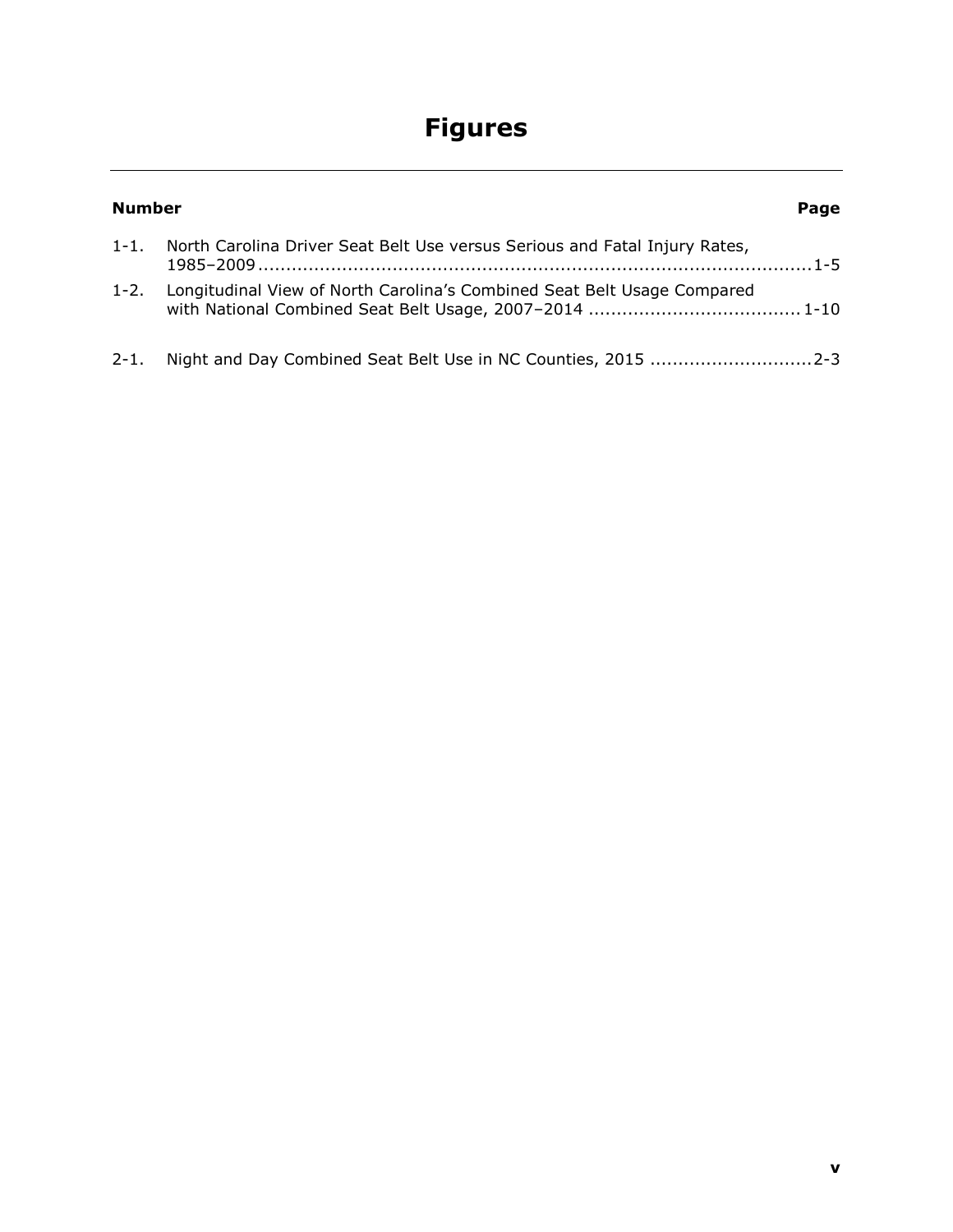# Figures

| Number | | Page |
|---|---|---|
| 1-1. | North Carolina Driver Seat Belt Use versus Serious and Fatal Injury Rates, 1985–2009 | 1-5 |
| 1-2. | Longitudinal View of North Carolina's Combined Seat Belt Usage Compared with National Combined Seat Belt Usage, 2007–2014 | 1-10 |
| 2-1. | Night and Day Combined Seat Belt Use in NC Counties, 2015 | 2-3 |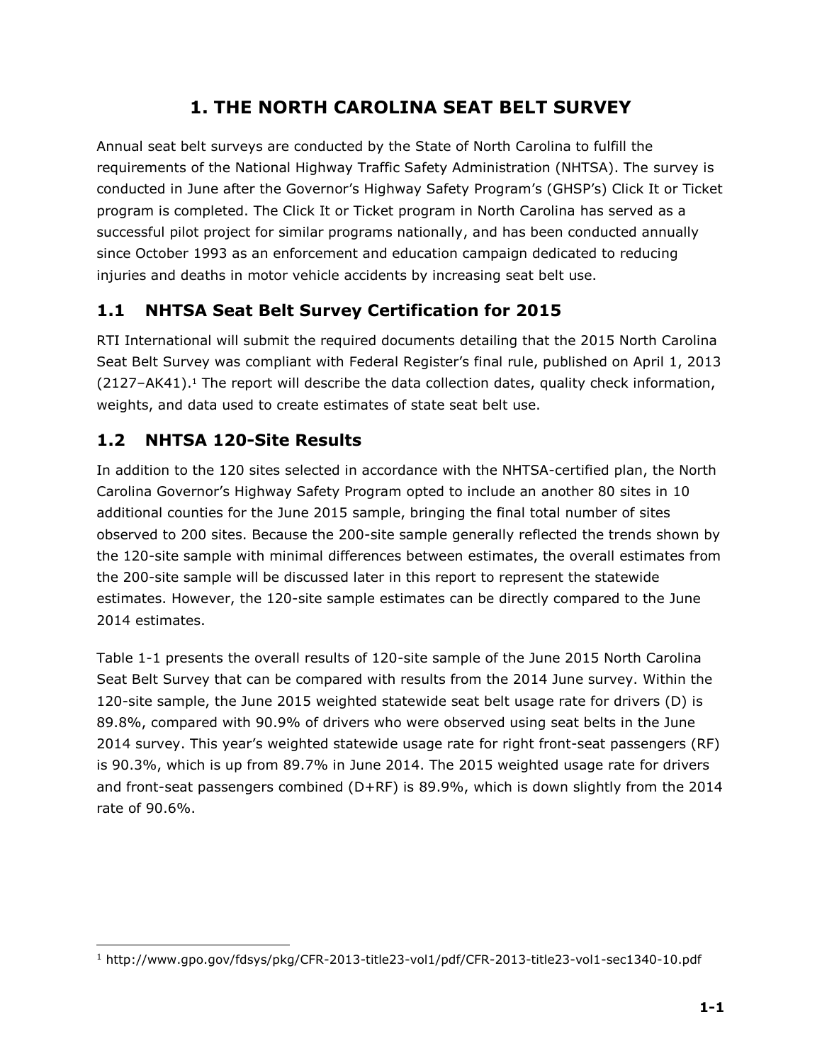# 1. THE NORTH CAROLINA SEAT BELT SURVEY

Annual seat belt surveys are conducted by the State of North Carolina to fulfill the requirements of the National Highway Traffic Safety Administration (NHTSA). The survey is conducted in June after the Governor's Highway Safety Program's (GHSP's) Click It or Ticket program is completed. The Click It or Ticket program in North Carolina has served as a successful pilot project for similar programs nationally, and has been conducted annually since October 1993 as an enforcement and education campaign dedicated to reducing injuries and deaths in motor vehicle accidents by increasing seat belt use.

## 1.1 NHTSA Seat Belt Survey Certification for 2015

RTI International will submit the required documents detailing that the 2015 North Carolina Seat Belt Survey was compliant with Federal Register's final rule, published on April 1, 2013 (2127–AK41).[1] The report will describe the data collection dates, quality check information, weights, and data used to create estimates of state seat belt use.

## 1.2 NHTSA 120-Site Results

In addition to the 120 sites selected in accordance with the NHTSA-certified plan, the North Carolina Governor's Highway Safety Program opted to include an another 80 sites in 10 additional counties for the June 2015 sample, bringing the final total number of sites observed to 200 sites. Because the 200-site sample generally reflected the trends shown by the 120-site sample with minimal differences between estimates, the overall estimates from the 200-site sample will be discussed later in this report to represent the statewide estimates. However, the 120-site sample estimates can be directly compared to the June 2014 estimates.

Table 1-1 presents the overall results of 120-site sample of the June 2015 North Carolina Seat Belt Survey that can be compared with results from the 2014 June survey. Within the 120-site sample, the June 2015 weighted statewide seat belt usage rate for drivers (D) is 89.8%, compared with 90.9% of drivers who were observed using seat belts in the June 2014 survey. This year's weighted statewide usage rate for right front-seat passengers (RF) is 90.3%, which is up from 89.7% in June 2014. The 2015 weighted usage rate for drivers and front-seat passengers combined (D+RF) is 89.9%, which is down slightly from the 2014 rate of 90.6%.

[1] http://www.gpo.gov/fdsys/pkg/CFR-2013-title23-vol1/pdf/CFR-2013-title23-vol1-sec1340-10.pdf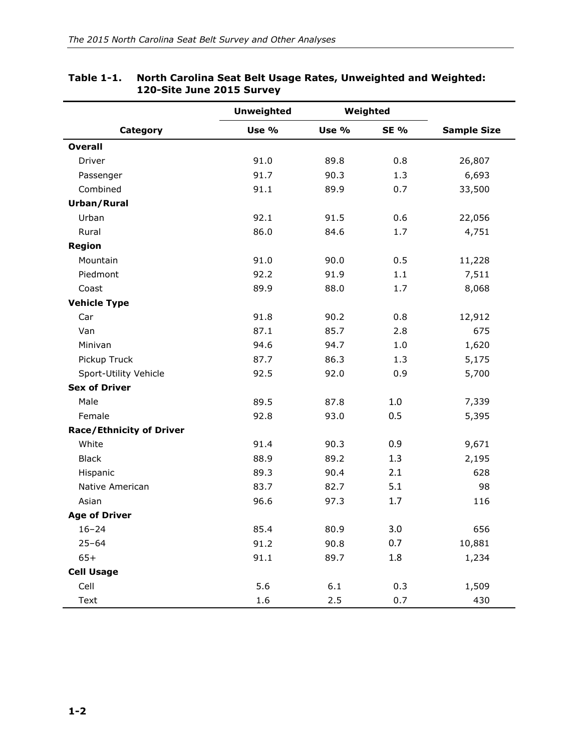**Table 1-1. North Carolina Seat Belt Usage Rates, Unweighted and Weighted: 120-Site June 2015 Survey**

| Category | Unweighted | Weighted | | Sample Size |
|---|---|---|---|---|
| | **Use %** | **Use %** | **SE %** | |
| **Overall** | | | | |
| Driver | 91.0 | 89.8 | 0.8 | 26,807 |
| Passenger | 91.7 | 90.3 | 1.3 | 6,693 |
| Combined | 91.1 | 89.9 | 0.7 | 33,500 |
| **Urban/Rural** | | | | |
| Urban | 92.1 | 91.5 | 0.6 | 22,056 |
| Rural | 86.0 | 84.6 | 1.7 | 4,751 |
| **Region** | | | | |
| Mountain | 91.0 | 90.0 | 0.5 | 11,228 |
| Piedmont | 92.2 | 91.9 | 1.1 | 7,511 |
| Coast | 89.9 | 88.0 | 1.7 | 8,068 |
| **Vehicle Type** | | | | |
| Car | 91.8 | 90.2 | 0.8 | 12,912 |
| Van | 87.1 | 85.7 | 2.8 | 675 |
| Minivan | 94.6 | 94.7 | 1.0 | 1,620 |
| Pickup Truck | 87.7 | 86.3 | 1.3 | 5,175 |
| Sport-Utility Vehicle | 92.5 | 92.0 | 0.9 | 5,700 |
| **Sex of Driver** | | | | |
| Male | 89.5 | 87.8 | 1.0 | 7,339 |
| Female | 92.8 | 93.0 | 0.5 | 5,395 |
| **Race/Ethnicity of Driver** | | | | |
| White | 91.4 | 90.3 | 0.9 | 9,671 |
| Black | 88.9 | 89.2 | 1.3 | 2,195 |
| Hispanic | 89.3 | 90.4 | 2.1 | 628 |
| Native American | 83.7 | 82.7 | 5.1 | 98 |
| Asian | 96.6 | 97.3 | 1.7 | 116 |
| **Age of Driver** | | | | |
| 16–24 | 85.4 | 80.9 | 3.0 | 656 |
| 25–64 | 91.2 | 90.8 | 0.7 | 10,881 |
| 65+ | 91.1 | 89.7 | 1.8 | 1,234 |
| **Cell Usage** | | | | |
| Cell | 5.6 | 6.1 | 0.3 | 1,509 |
| Text | 1.6 | 2.5 | 0.7 | 430 |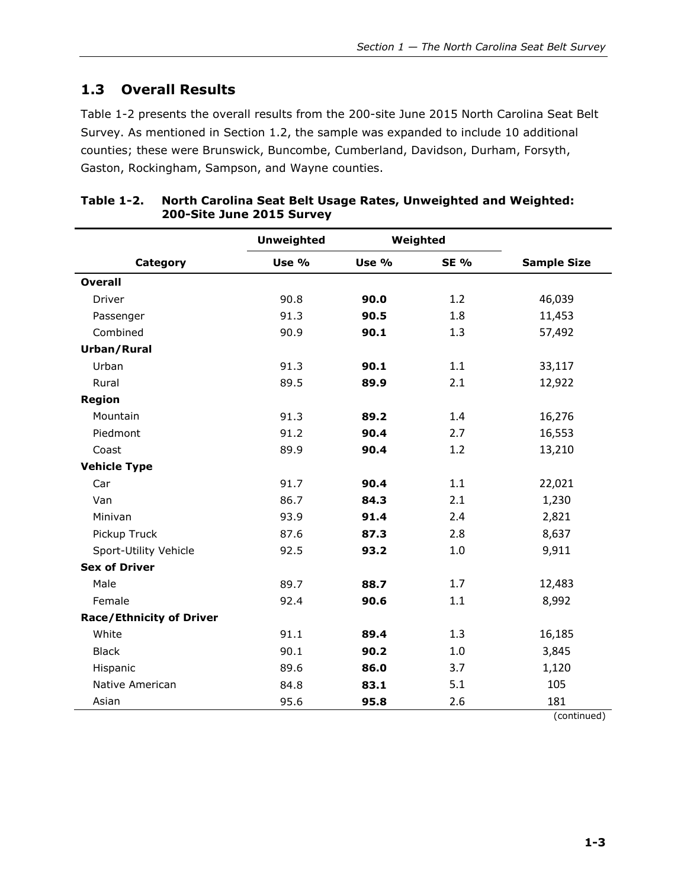## 1.3 Overall Results

Table 1-2 presents the overall results from the 200-site June 2015 North Carolina Seat Belt Survey. As mentioned in Section 1.2, the sample was expanded to include 10 additional counties; these were Brunswick, Buncombe, Cumberland, Davidson, Durham, Forsyth, Gaston, Rockingham, Sampson, and Wayne counties.

**Table 1-2. North Carolina Seat Belt Usage Rates, Unweighted and Weighted: 200-Site June 2015 Survey**

| | Unweighted | Weighted | | |
|---|---|---|---|---|
| **Category** | **Use %** | **Use %** | **SE %** | **Sample Size** |
| **Overall** | | | | |
| Driver | 90.8 | **90.0** | 1.2 | 46,039 |
| Passenger | 91.3 | **90.5** | 1.8 | 11,453 |
| Combined | 90.9 | **90.1** | 1.3 | 57,492 |
| **Urban/Rural** | | | | |
| Urban | 91.3 | **90.1** | 1.1 | 33,117 |
| Rural | 89.5 | **89.9** | 2.1 | 12,922 |
| **Region** | | | | |
| Mountain | 91.3 | **89.2** | 1.4 | 16,276 |
| Piedmont | 91.2 | **90.4** | 2.7 | 16,553 |
| Coast | 89.9 | **90.4** | 1.2 | 13,210 |
| **Vehicle Type** | | | | |
| Car | 91.7 | **90.4** | 1.1 | 22,021 |
| Van | 86.7 | **84.3** | 2.1 | 1,230 |
| Minivan | 93.9 | **91.4** | 2.4 | 2,821 |
| Pickup Truck | 87.6 | **87.3** | 2.8 | 8,637 |
| Sport-Utility Vehicle | 92.5 | **93.2** | 1.0 | 9,911 |
| **Sex of Driver** | | | | |
| Male | 89.7 | **88.7** | 1.7 | 12,483 |
| Female | 92.4 | **90.6** | 1.1 | 8,992 |
| **Race/Ethnicity of Driver** | | | | |
| White | 91.1 | **89.4** | 1.3 | 16,185 |
| Black | 90.1 | **90.2** | 1.0 | 3,845 |
| Hispanic | 89.6 | **86.0** | 3.7 | 1,120 |
| Native American | 84.8 | **83.1** | 5.1 | 105 |
| Asian | 95.6 | **95.8** | 2.6 | 181 |

(continued)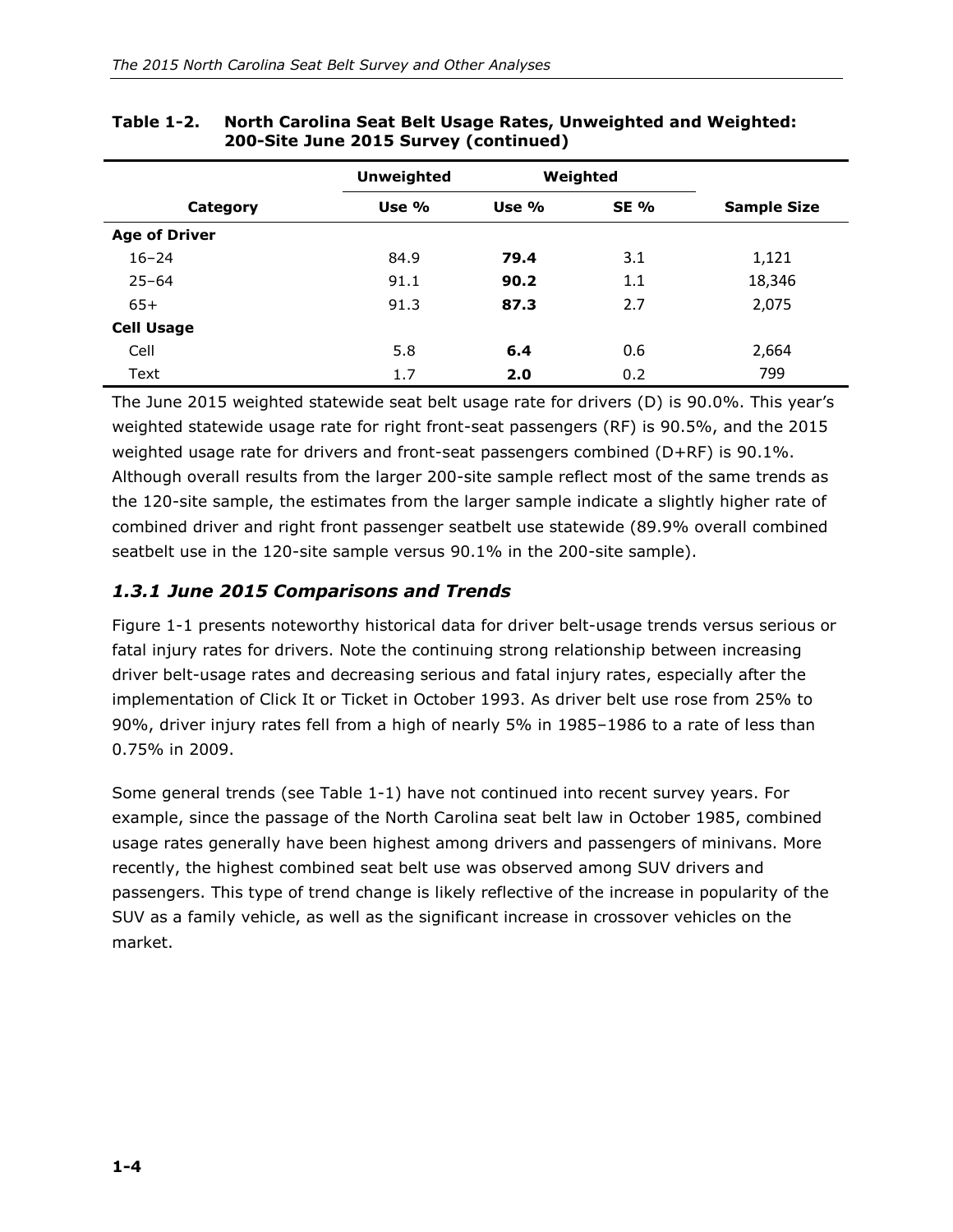**Table 1-2. North Carolina Seat Belt Usage Rates, Unweighted and Weighted: 200-Site June 2015 Survey (continued)**

| | Unweighted | Weighted | | |
|---|---|---|---|---|
| Category | Use % | Use % | SE % | Sample Size |
| **Age of Driver** | | | | |
| 16–24 | 84.9 | **79.4** | 3.1 | 1,121 |
| 25–64 | 91.1 | **90.2** | 1.1 | 18,346 |
| 65+ | 91.3 | **87.3** | 2.7 | 2,075 |
| **Cell Usage** | | | | |
| Cell | 5.8 | **6.4** | 0.6 | 2,664 |
| Text | 1.7 | **2.0** | 0.2 | 799 |

The June 2015 weighted statewide seat belt usage rate for drivers (D) is 90.0%. This year's weighted statewide usage rate for right front-seat passengers (RF) is 90.5%, and the 2015 weighted usage rate for drivers and front-seat passengers combined (D+RF) is 90.1%. Although overall results from the larger 200-site sample reflect most of the same trends as the 120-site sample, the estimates from the larger sample indicate a slightly higher rate of combined driver and right front passenger seatbelt use statewide (89.9% overall combined seatbelt use in the 120-site sample versus 90.1% in the 200-site sample).

### *1.3.1 June 2015 Comparisons and Trends*

Figure 1-1 presents noteworthy historical data for driver belt-usage trends versus serious or fatal injury rates for drivers. Note the continuing strong relationship between increasing driver belt-usage rates and decreasing serious and fatal injury rates, especially after the implementation of Click It or Ticket in October 1993. As driver belt use rose from 25% to 90%, driver injury rates fell from a high of nearly 5% in 1985–1986 to a rate of less than 0.75% in 2009.

Some general trends (see Table 1-1) have not continued into recent survey years. For example, since the passage of the North Carolina seat belt law in October 1985, combined usage rates generally have been highest among drivers and passengers of minivans. More recently, the highest combined seat belt use was observed among SUV drivers and passengers. This type of trend change is likely reflective of the increase in popularity of the SUV as a family vehicle, as well as the significant increase in crossover vehicles on the market.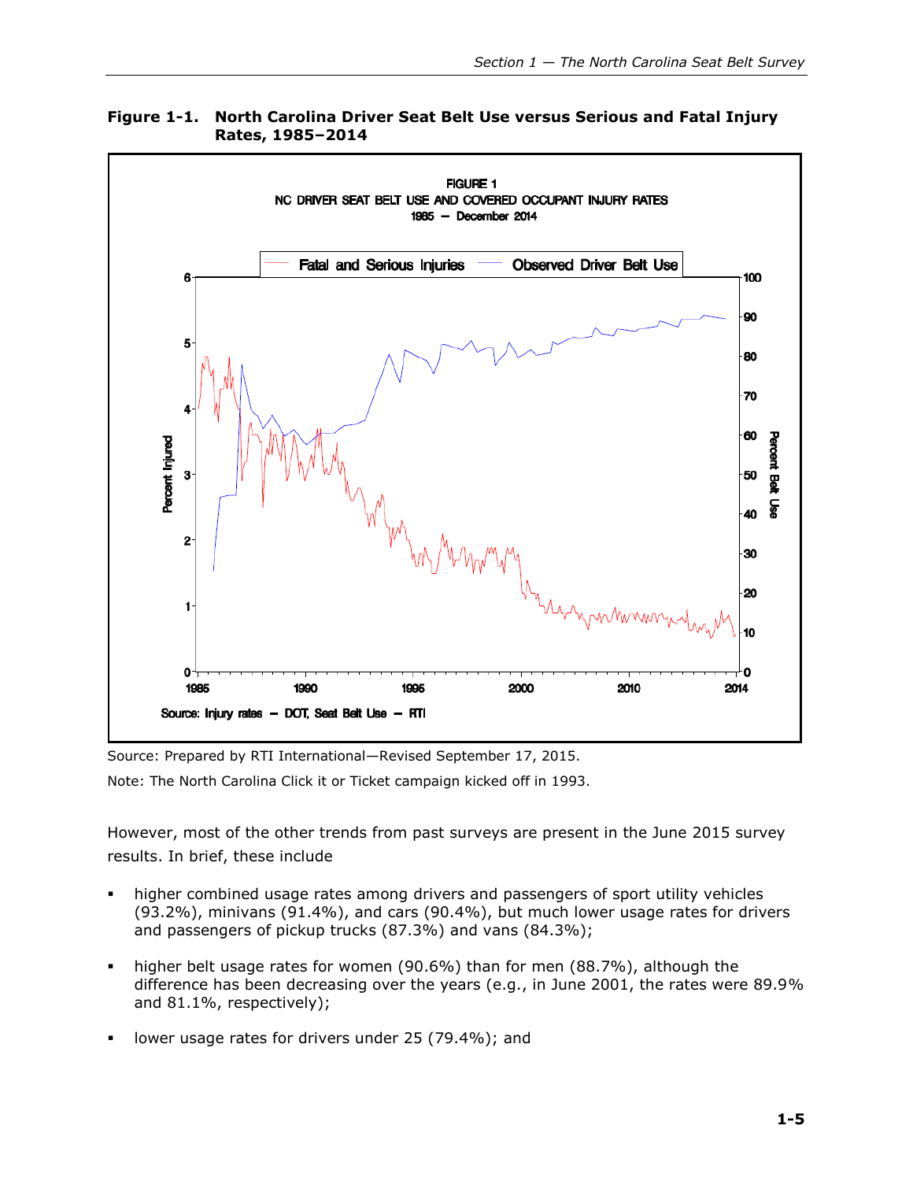**Figure 1-1. North Carolina Driver Seat Belt Use versus Serious and Fatal Injury Rates, 1985–2014**

FIGURE 1
NC DRIVER SEAT BELT USE AND COVERED OCCUPANT INJURY RATES
1985 – December 2014

Fatal and Serious Injuries
Observed Driver Belt Use

Percent Injured
0
1
2
3
4
5
6

Percent Belt Use
0
10
20
30
40
50
60
70
80
90
100

1985
1990
1995
2000
2010
2014

Source: Injury rates – DOT, Seat Belt Use – RTI

Source: Prepared by RTI International—Revised September 17, 2015.

Note: The North Carolina Click it or Ticket campaign kicked off in 1993.

However, most of the other trends from past surveys are present in the June 2015 survey results. In brief, these include

- higher combined usage rates among drivers and passengers of sport utility vehicles (93.2%), minivans (91.4%), and cars (90.4%), but much lower usage rates for drivers and passengers of pickup trucks (87.3%) and vans (84.3%);
- higher belt usage rates for women (90.6%) than for men (88.7%), although the difference has been decreasing over the years (e.g., in June 2001, the rates were 89.9% and 81.1%, respectively);
- lower usage rates for drivers under 25 (79.4%); and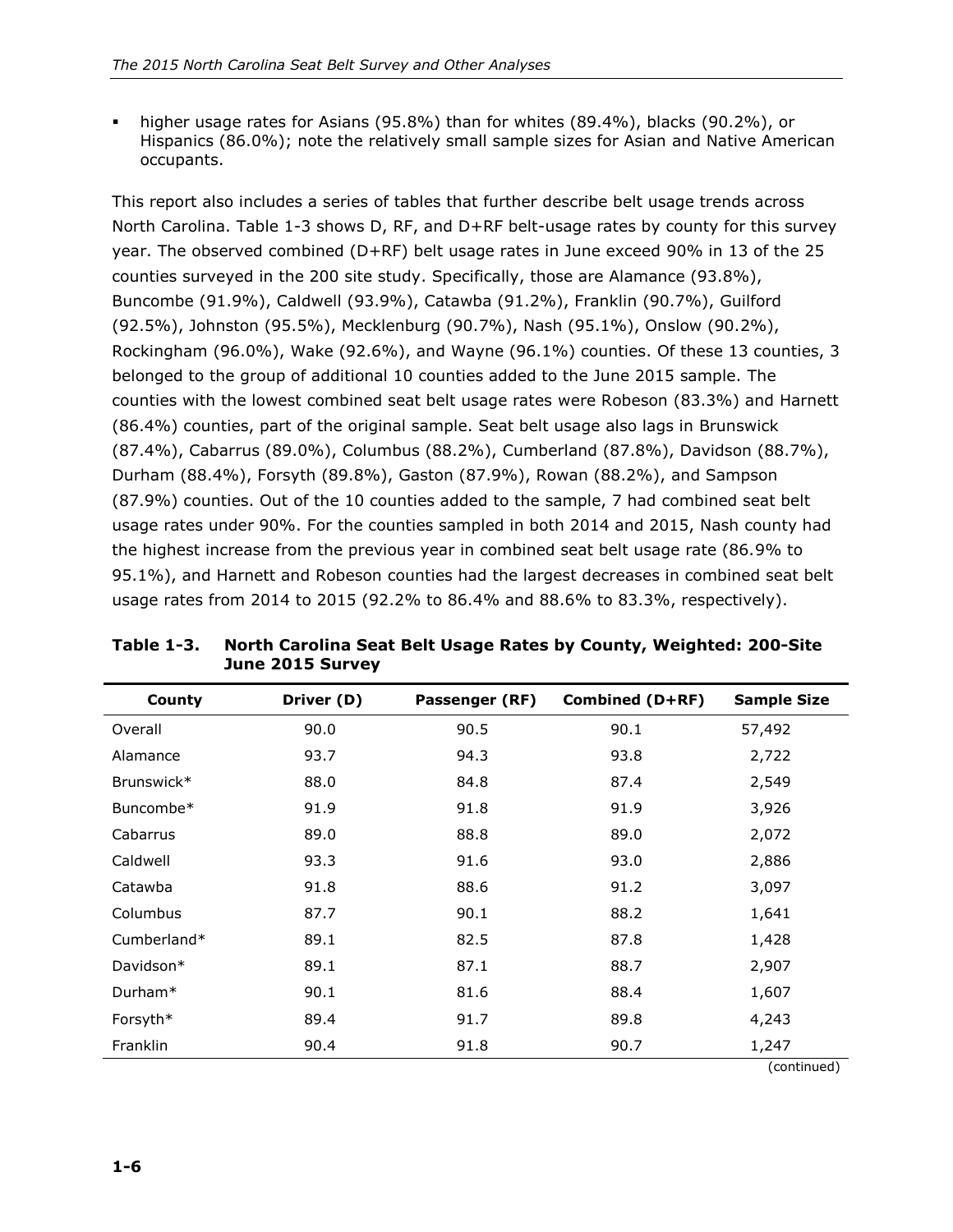- higher usage rates for Asians (95.8%) than for whites (89.4%), blacks (90.2%), or Hispanics (86.0%); note the relatively small sample sizes for Asian and Native American occupants.

This report also includes a series of tables that further describe belt usage trends across North Carolina. Table 1-3 shows D, RF, and D+RF belt-usage rates by county for this survey year. The observed combined (D+RF) belt usage rates in June exceed 90% in 13 of the 25 counties surveyed in the 200 site study. Specifically, those are Alamance (93.8%), Buncombe (91.9%), Caldwell (93.9%), Catawba (91.2%), Franklin (90.7%), Guilford (92.5%), Johnston (95.5%), Mecklenburg (90.7%), Nash (95.1%), Onslow (90.2%), Rockingham (96.0%), Wake (92.6%), and Wayne (96.1%) counties. Of these 13 counties, 3 belonged to the group of additional 10 counties added to the June 2015 sample. The counties with the lowest combined seat belt usage rates were Robeson (83.3%) and Harnett (86.4%) counties, part of the original sample. Seat belt usage also lags in Brunswick (87.4%), Cabarrus (89.0%), Columbus (88.2%), Cumberland (87.8%), Davidson (88.7%), Durham (88.4%), Forsyth (89.8%), Gaston (87.9%), Rowan (88.2%), and Sampson (87.9%) counties. Out of the 10 counties added to the sample, 7 had combined seat belt usage rates under 90%. For the counties sampled in both 2014 and 2015, Nash county had the highest increase from the previous year in combined seat belt usage rate (86.9% to 95.1%), and Harnett and Robeson counties had the largest decreases in combined seat belt usage rates from 2014 to 2015 (92.2% to 86.4% and 88.6% to 83.3%, respectively).

**Table 1-3. North Carolina Seat Belt Usage Rates by County, Weighted: 200-Site June 2015 Survey**

| County | Driver (D) | Passenger (RF) | Combined (D+RF) | Sample Size |
|---|---|---|---|---|
| Overall | 90.0 | 90.5 | 90.1 | 57,492 |
| Alamance | 93.7 | 94.3 | 93.8 | 2,722 |
| Brunswick* | 88.0 | 84.8 | 87.4 | 2,549 |
| Buncombe* | 91.9 | 91.8 | 91.9 | 3,926 |
| Cabarrus | 89.0 | 88.8 | 89.0 | 2,072 |
| Caldwell | 93.3 | 91.6 | 93.0 | 2,886 |
| Catawba | 91.8 | 88.6 | 91.2 | 3,097 |
| Columbus | 87.7 | 90.1 | 88.2 | 1,641 |
| Cumberland* | 89.1 | 82.5 | 87.8 | 1,428 |
| Davidson* | 89.1 | 87.1 | 88.7 | 2,907 |
| Durham* | 90.1 | 81.6 | 88.4 | 1,607 |
| Forsyth* | 89.4 | 91.7 | 89.8 | 4,243 |
| Franklin | 90.4 | 91.8 | 90.7 | 1,247 |

(continued)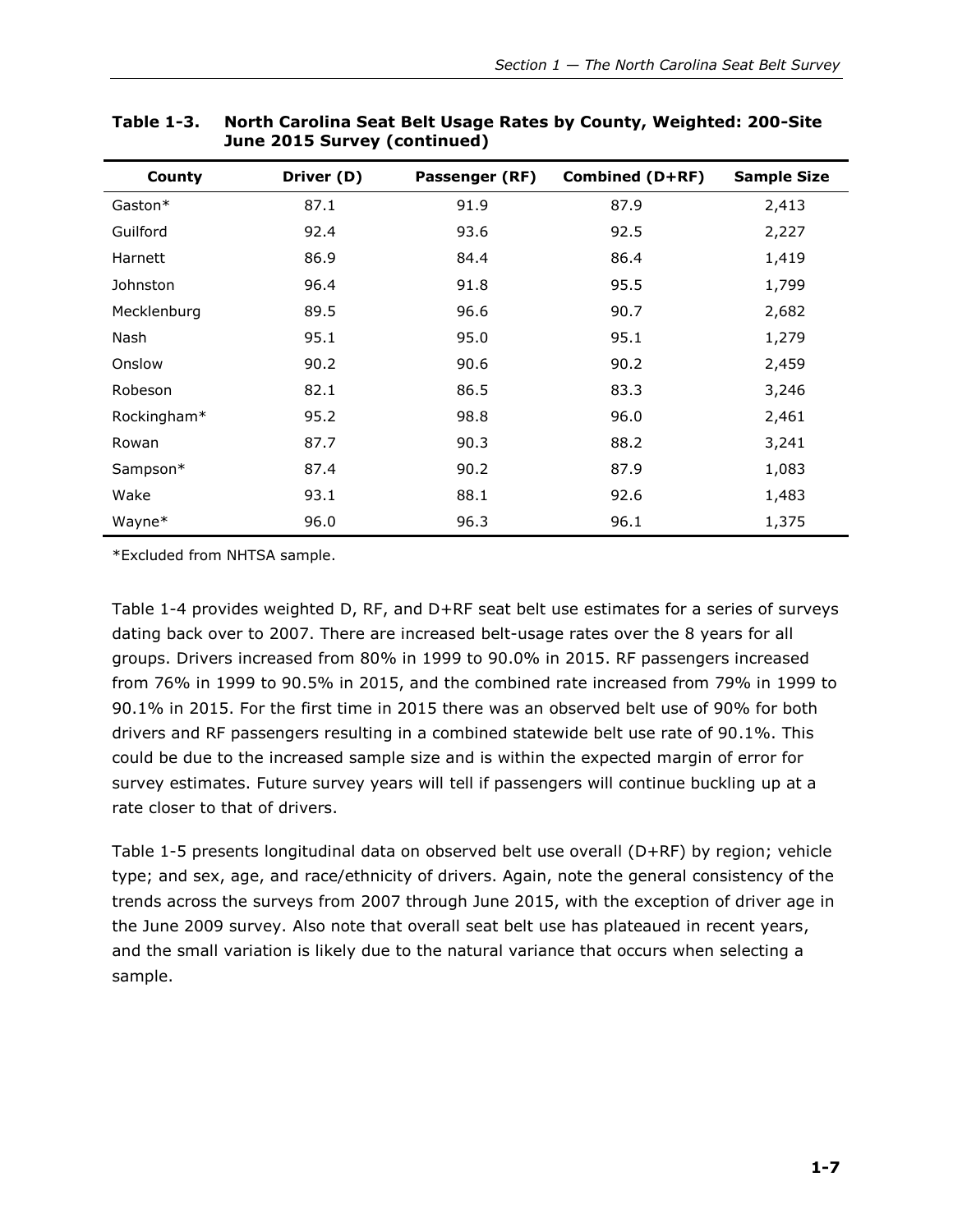**Table 1-3. North Carolina Seat Belt Usage Rates by County, Weighted: 200-Site June 2015 Survey (continued)**

| County | Driver (D) | Passenger (RF) | Combined (D+RF) | Sample Size |
|---|---|---|---|---|
| Gaston* | 87.1 | 91.9 | 87.9 | 2,413 |
| Guilford | 92.4 | 93.6 | 92.5 | 2,227 |
| Harnett | 86.9 | 84.4 | 86.4 | 1,419 |
| Johnston | 96.4 | 91.8 | 95.5 | 1,799 |
| Mecklenburg | 89.5 | 96.6 | 90.7 | 2,682 |
| Nash | 95.1 | 95.0 | 95.1 | 1,279 |
| Onslow | 90.2 | 90.6 | 90.2 | 2,459 |
| Robeson | 82.1 | 86.5 | 83.3 | 3,246 |
| Rockingham* | 95.2 | 98.8 | 96.0 | 2,461 |
| Rowan | 87.7 | 90.3 | 88.2 | 3,241 |
| Sampson* | 87.4 | 90.2 | 87.9 | 1,083 |
| Wake | 93.1 | 88.1 | 92.6 | 1,483 |
| Wayne* | 96.0 | 96.3 | 96.1 | 1,375 |

*Excluded from NHTSA sample.

Table 1-4 provides weighted D, RF, and D+RF seat belt use estimates for a series of surveys dating back over to 2007. There are increased belt-usage rates over the 8 years for all groups. Drivers increased from 80% in 1999 to 90.0% in 2015. RF passengers increased from 76% in 1999 to 90.5% in 2015, and the combined rate increased from 79% in 1999 to 90.1% in 2015. For the first time in 2015 there was an observed belt use of 90% for both drivers and RF passengers resulting in a combined statewide belt use rate of 90.1%. This could be due to the increased sample size and is within the expected margin of error for survey estimates. Future survey years will tell if passengers will continue buckling up at a rate closer to that of drivers.

Table 1-5 presents longitudinal data on observed belt use overall (D+RF) by region; vehicle type; and sex, age, and race/ethnicity of drivers. Again, note the general consistency of the trends across the surveys from 2007 through June 2015, with the exception of driver age in the June 2009 survey. Also note that overall seat belt use has plateaued in recent years, and the small variation is likely due to the natural variance that occurs when selecting a sample.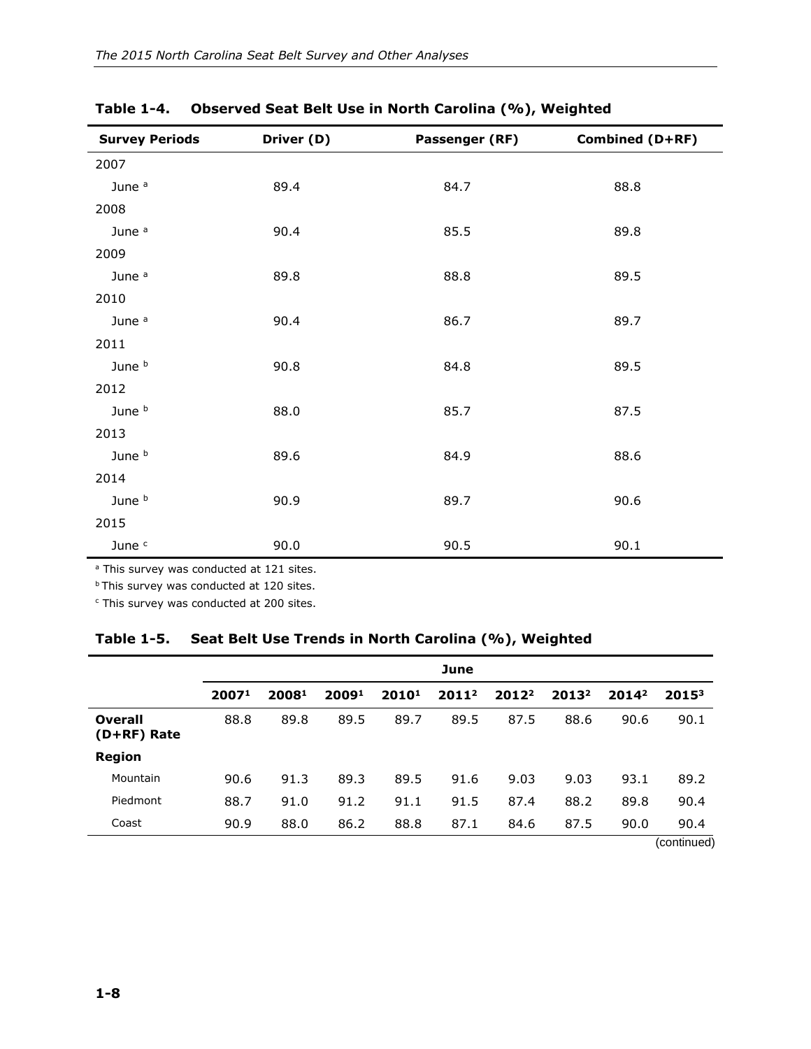**Table 1-4. Observed Seat Belt Use in North Carolina (%), Weighted**

| Survey Periods | Driver (D) | Passenger (RF) | Combined (D+RF) |
|---|---|---|---|
| 2007 | | | |
| June [a] | 89.4 | 84.7 | 88.8 |
| 2008 | | | |
| June [a] | 90.4 | 85.5 | 89.8 |
| 2009 | | | |
| June [a] | 89.8 | 88.8 | 89.5 |
| 2010 | | | |
| June [a] | 90.4 | 86.7 | 89.7 |
| 2011 | | | |
| June [b] | 90.8 | 84.8 | 89.5 |
| 2012 | | | |
| June [b] | 88.0 | 85.7 | 87.5 |
| 2013 | | | |
| June [b] | 89.6 | 84.9 | 88.6 |
| 2014 | | | |
| June [b] | 90.9 | 89.7 | 90.6 |
| 2015 | | | |
| June [c] | 90.0 | 90.5 | 90.1 |

[a] This survey was conducted at 121 sites.

[b] This survey was conducted at 120 sites.

[c] This survey was conducted at 200 sites.

**Table 1-5. Seat Belt Use Trends in North Carolina (%), Weighted**

| | June | | | | | | | | |
|---|---|---|---|---|---|---|---|---|---|
| | 2007[1] | 2008[1] | 2009[1] | 2010[1] | 2011[2] | 2012[2] | 2013[2] | 2014[2] | 2015[3] |
| **Overall (D+RF) Rate** | 88.8 | 89.8 | 89.5 | 89.7 | 89.5 | 87.5 | 88.6 | 90.6 | 90.1 |
| **Region** | | | | | | | | | |
| Mountain | 90.6 | 91.3 | 89.3 | 89.5 | 91.6 | 9.03 | 9.03 | 93.1 | 89.2 |
| Piedmont | 88.7 | 91.0 | 91.2 | 91.1 | 91.5 | 87.4 | 88.2 | 89.8 | 90.4 |
| Coast | 90.9 | 88.0 | 86.2 | 88.8 | 87.1 | 84.6 | 87.5 | 90.0 | 90.4 |

(continued)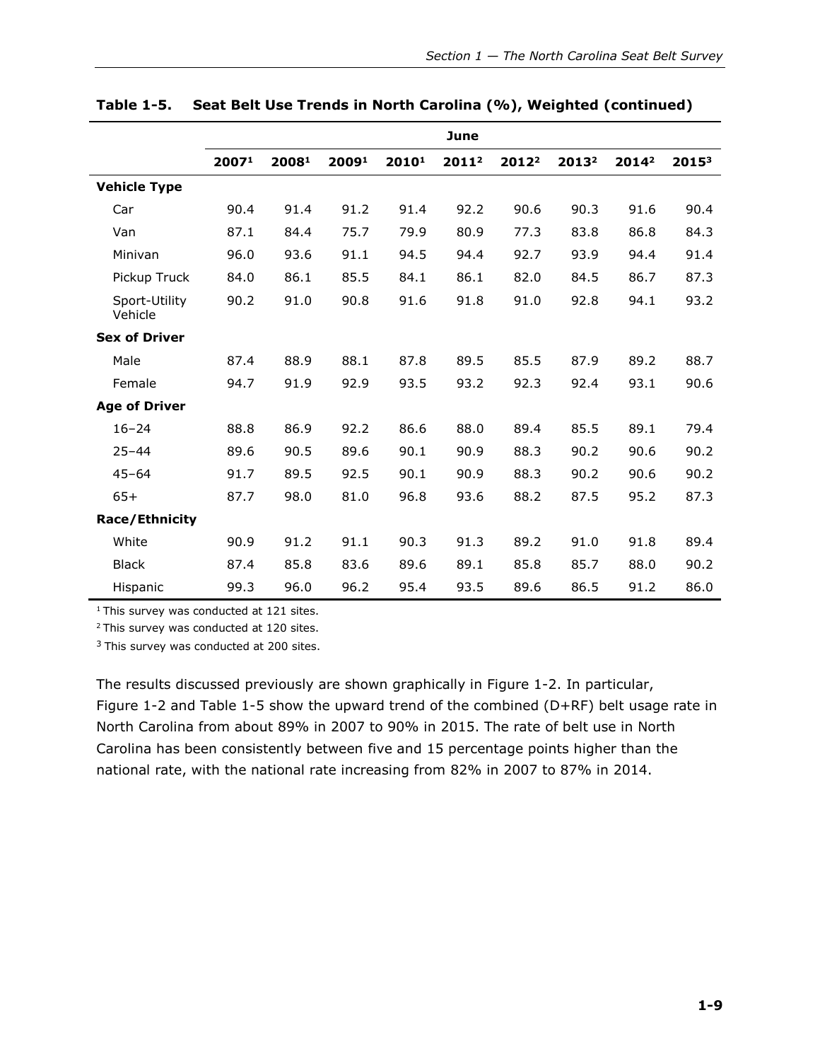**Table 1-5. Seat Belt Use Trends in North Carolina (%), Weighted (continued)**

| | June | | | | | | | | |
|---|---|---|---|---|---|---|---|---|---|
| | 2007[1] | 2008[1] | 2009[1] | 2010[1] | 2011[2] | 2012[2] | 2013[2] | 2014[2] | 2015[3] |
| **Vehicle Type** | | | | | | | | | |
| Car | 90.4 | 91.4 | 91.2 | 91.4 | 92.2 | 90.6 | 90.3 | 91.6 | 90.4 |
| Van | 87.1 | 84.4 | 75.7 | 79.9 | 80.9 | 77.3 | 83.8 | 86.8 | 84.3 |
| Minivan | 96.0 | 93.6 | 91.1 | 94.5 | 94.4 | 92.7 | 93.9 | 94.4 | 91.4 |
| Pickup Truck | 84.0 | 86.1 | 85.5 | 84.1 | 86.1 | 82.0 | 84.5 | 86.7 | 87.3 |
| Sport-Utility Vehicle | 90.2 | 91.0 | 90.8 | 91.6 | 91.8 | 91.0 | 92.8 | 94.1 | 93.2 |
| **Sex of Driver** | | | | | | | | | |
| Male | 87.4 | 88.9 | 88.1 | 87.8 | 89.5 | 85.5 | 87.9 | 89.2 | 88.7 |
| Female | 94.7 | 91.9 | 92.9 | 93.5 | 93.2 | 92.3 | 92.4 | 93.1 | 90.6 |
| **Age of Driver** | | | | | | | | | |
| 16–24 | 88.8 | 86.9 | 92.2 | 86.6 | 88.0 | 89.4 | 85.5 | 89.1 | 79.4 |
| 25–44 | 89.6 | 90.5 | 89.6 | 90.1 | 90.9 | 88.3 | 90.2 | 90.6 | 90.2 |
| 45–64 | 91.7 | 89.5 | 92.5 | 90.1 | 90.9 | 88.3 | 90.2 | 90.6 | 90.2 |
| 65+ | 87.7 | 98.0 | 81.0 | 96.8 | 93.6 | 88.2 | 87.5 | 95.2 | 87.3 |
| **Race/Ethnicity** | | | | | | | | | |
| White | 90.9 | 91.2 | 91.1 | 90.3 | 91.3 | 89.2 | 91.0 | 91.8 | 89.4 |
| Black | 87.4 | 85.8 | 83.6 | 89.6 | 89.1 | 85.8 | 85.7 | 88.0 | 90.2 |
| Hispanic | 99.3 | 96.0 | 96.2 | 95.4 | 93.5 | 89.6 | 86.5 | 91.2 | 86.0 |

[1] This survey was conducted at 121 sites.

[2] This survey was conducted at 120 sites.

[3] This survey was conducted at 200 sites.

The results discussed previously are shown graphically in Figure 1-2. In particular, Figure 1-2 and Table 1-5 show the upward trend of the combined (D+RF) belt usage rate in North Carolina from about 89% in 2007 to 90% in 2015. The rate of belt use in North Carolina has been consistently between five and 15 percentage points higher than the national rate, with the national rate increasing from 82% in 2007 to 87% in 2014.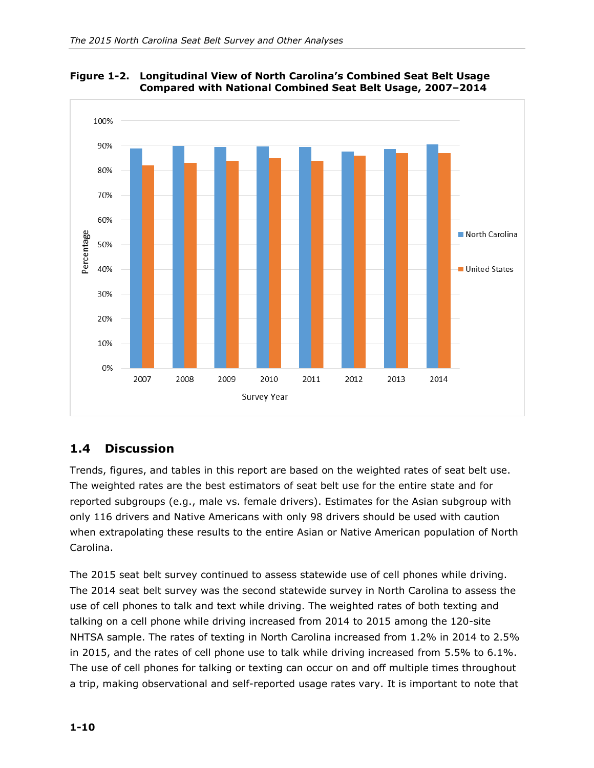**Figure 1-2. Longitudinal View of North Carolina's Combined Seat Belt Usage Compared with National Combined Seat Belt Usage, 2007–2014**

100%
90%
80%
70%
60%
50%
40%
30%
20%
10%
0%

Percentage

2007
2008
2009
2010
2011
2012
2013
2014

Survey Year

North Carolina
United States

## 1.4 Discussion

Trends, figures, and tables in this report are based on the weighted rates of seat belt use. The weighted rates are the best estimators of seat belt use for the entire state and for reported subgroups (e.g., male vs. female drivers). Estimates for the Asian subgroup with only 116 drivers and Native Americans with only 98 drivers should be used with caution when extrapolating these results to the entire Asian or Native American population of North Carolina.

The 2015 seat belt survey continued to assess statewide use of cell phones while driving. The 2014 seat belt survey was the second statewide survey in North Carolina to assess the use of cell phones to talk and text while driving. The weighted rates of both texting and talking on a cell phone while driving increased from 2014 to 2015 among the 120-site NHTSA sample. The rates of texting in North Carolina increased from 1.2% in 2014 to 2.5% in 2015, and the rates of cell phone use to talk while driving increased from 5.5% to 6.1%. The use of cell phones for talking or texting can occur on and off multiple times throughout a trip, making observational and self-reported usage rates vary. It is important to note that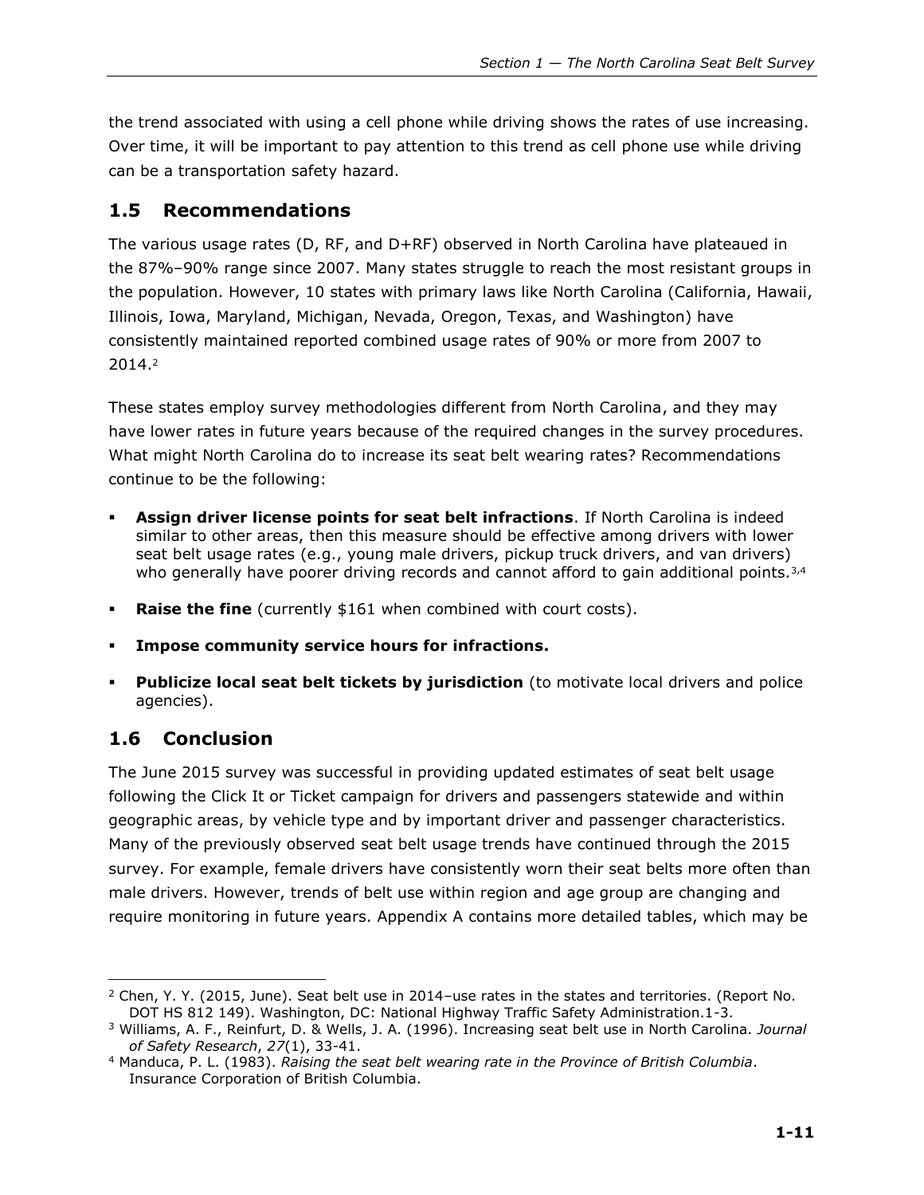the trend associated with using a cell phone while driving shows the rates of use increasing. Over time, it will be important to pay attention to this trend as cell phone use while driving can be a transportation safety hazard.

## 1.5 Recommendations

The various usage rates (D, RF, and D+RF) observed in North Carolina have plateaued in the 87%–90% range since 2007. Many states struggle to reach the most resistant groups in the population. However, 10 states with primary laws like North Carolina (California, Hawaii, Illinois, Iowa, Maryland, Michigan, Nevada, Oregon, Texas, and Washington) have consistently maintained reported combined usage rates of 90% or more from 2007 to 2014.[2]

These states employ survey methodologies different from North Carolina, and they may have lower rates in future years because of the required changes in the survey procedures. What might North Carolina do to increase its seat belt wearing rates? Recommendations continue to be the following:

- **Assign driver license points for seat belt infractions**. If North Carolina is indeed similar to other areas, then this measure should be effective among drivers with lower seat belt usage rates (e.g., young male drivers, pickup truck drivers, and van drivers) who generally have poorer driving records and cannot afford to gain additional points.[3,4]
- **Raise the fine** (currently $161 when combined with court costs).
- **Impose community service hours for infractions.**
- **Publicize local seat belt tickets by jurisdiction** (to motivate local drivers and police agencies).

## 1.6 Conclusion

The June 2015 survey was successful in providing updated estimates of seat belt usage following the Click It or Ticket campaign for drivers and passengers statewide and within geographic areas, by vehicle type and by important driver and passenger characteristics. Many of the previously observed seat belt usage trends have continued through the 2015 survey. For example, female drivers have consistently worn their seat belts more often than male drivers. However, trends of belt use within region and age group are changing and require monitoring in future years. Appendix A contains more detailed tables, which may be

---

[2] Chen, Y. Y. (2015, June). Seat belt use in 2014–use rates in the states and territories. (Report No. DOT HS 812 149). Washington, DC: National Highway Traffic Safety Administration.1-3.

[3] Williams, A. F., Reinfurt, D. & Wells, J. A. (1996). Increasing seat belt use in North Carolina. *Journal of Safety Research*, *27*(1), 33-41.

[4] Manduca, P. L. (1983). *Raising the seat belt wearing rate in the Province of British Columbia*. Insurance Corporation of British Columbia.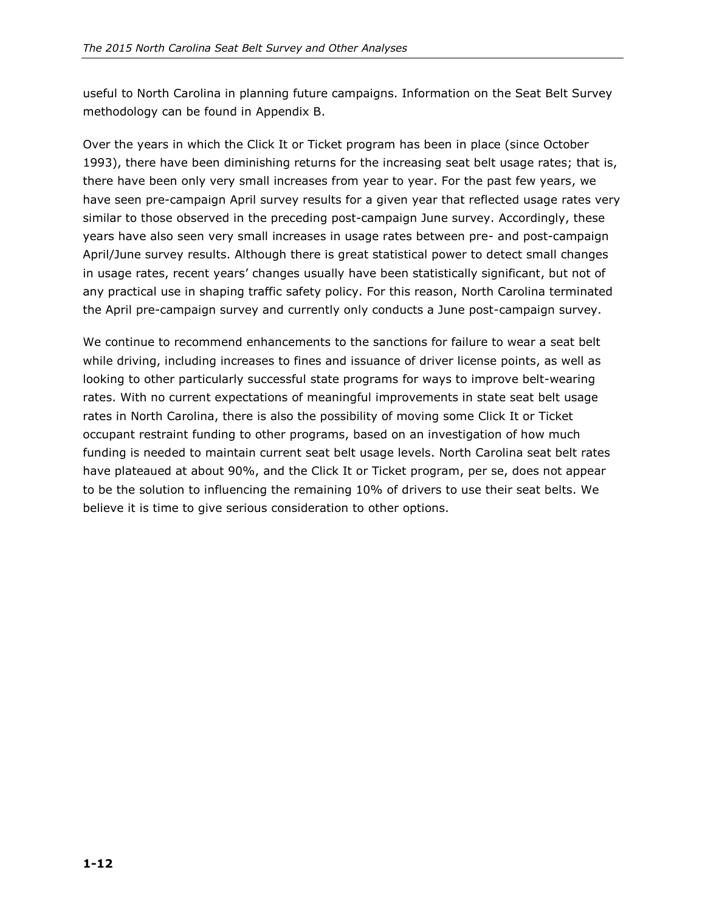useful to North Carolina in planning future campaigns. Information on the Seat Belt Survey methodology can be found in Appendix B.

Over the years in which the Click It or Ticket program has been in place (since October 1993), there have been diminishing returns for the increasing seat belt usage rates; that is, there have been only very small increases from year to year. For the past few years, we have seen pre-campaign April survey results for a given year that reflected usage rates very similar to those observed in the preceding post-campaign June survey. Accordingly, these years have also seen very small increases in usage rates between pre- and post-campaign April/June survey results. Although there is great statistical power to detect small changes in usage rates, recent years' changes usually have been statistically significant, but not of any practical use in shaping traffic safety policy. For this reason, North Carolina terminated the April pre-campaign survey and currently only conducts a June post-campaign survey.

We continue to recommend enhancements to the sanctions for failure to wear a seat belt while driving, including increases to fines and issuance of driver license points, as well as looking to other particularly successful state programs for ways to improve belt-wearing rates. With no current expectations of meaningful improvements in state seat belt usage rates in North Carolina, there is also the possibility of moving some Click It or Ticket occupant restraint funding to other programs, based on an investigation of how much funding is needed to maintain current seat belt usage levels. North Carolina seat belt rates have plateaued at about 90%, and the Click It or Ticket program, per se, does not appear to be the solution to influencing the remaining 10% of drivers to use their seat belts. We believe it is time to give serious consideration to other options.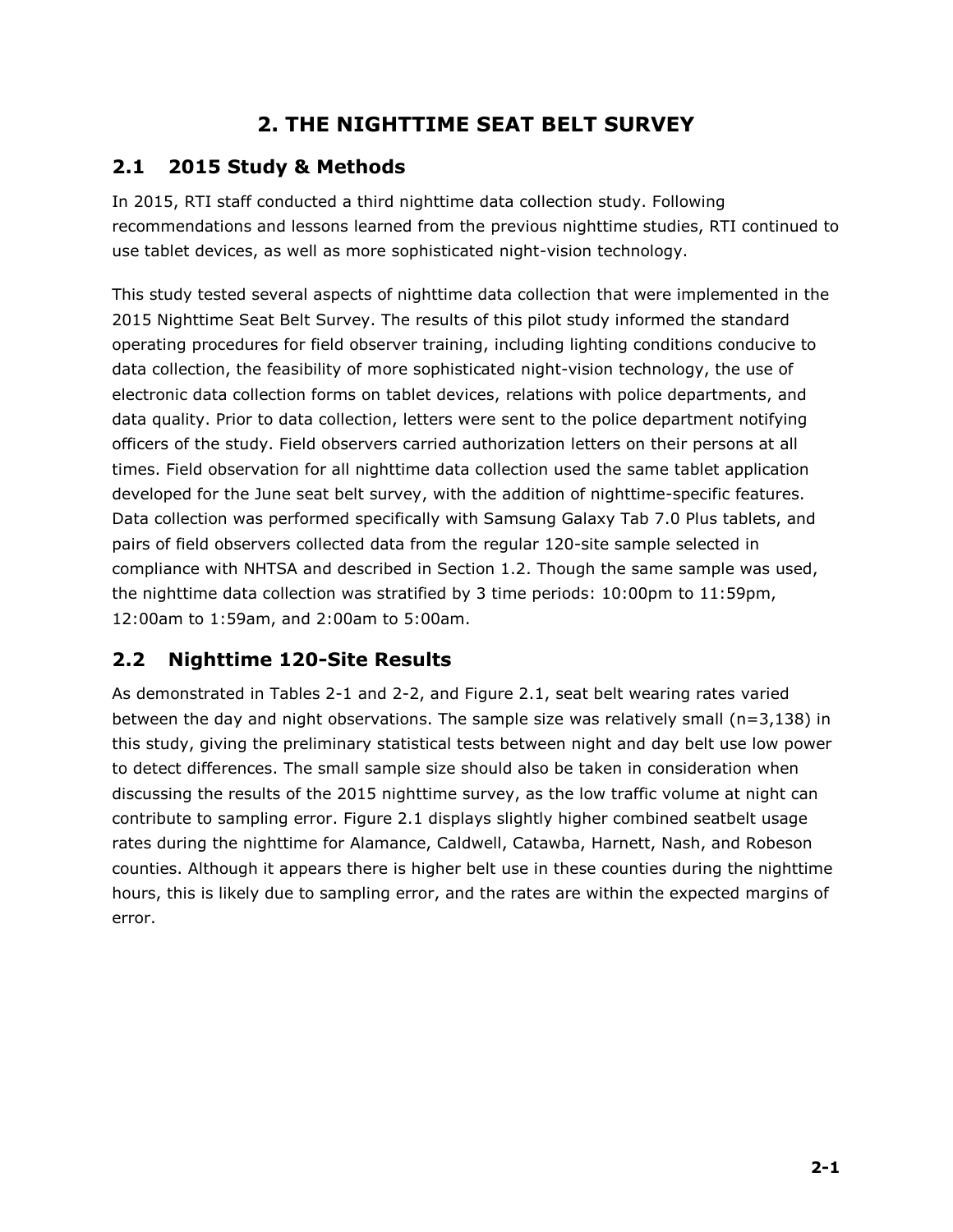# 2. THE NIGHTTIME SEAT BELT SURVEY

## 2.1 2015 Study & Methods

In 2015, RTI staff conducted a third nighttime data collection study. Following recommendations and lessons learned from the previous nighttime studies, RTI continued to use tablet devices, as well as more sophisticated night-vision technology.

This study tested several aspects of nighttime data collection that were implemented in the 2015 Nighttime Seat Belt Survey. The results of this pilot study informed the standard operating procedures for field observer training, including lighting conditions conducive to data collection, the feasibility of more sophisticated night-vision technology, the use of electronic data collection forms on tablet devices, relations with police departments, and data quality. Prior to data collection, letters were sent to the police department notifying officers of the study. Field observers carried authorization letters on their persons at all times. Field observation for all nighttime data collection used the same tablet application developed for the June seat belt survey, with the addition of nighttime-specific features. Data collection was performed specifically with Samsung Galaxy Tab 7.0 Plus tablets, and pairs of field observers collected data from the regular 120-site sample selected in compliance with NHTSA and described in Section 1.2. Though the same sample was used, the nighttime data collection was stratified by 3 time periods: 10:00pm to 11:59pm, 12:00am to 1:59am, and 2:00am to 5:00am.

## 2.2 Nighttime 120-Site Results

As demonstrated in Tables 2-1 and 2-2, and Figure 2.1, seat belt wearing rates varied between the day and night observations. The sample size was relatively small (n=3,138) in this study, giving the preliminary statistical tests between night and day belt use low power to detect differences. The small sample size should also be taken in consideration when discussing the results of the 2015 nighttime survey, as the low traffic volume at night can contribute to sampling error. Figure 2.1 displays slightly higher combined seatbelt usage rates during the nighttime for Alamance, Caldwell, Catawba, Harnett, Nash, and Robeson counties. Although it appears there is higher belt use in these counties during the nighttime hours, this is likely due to sampling error, and the rates are within the expected margins of error.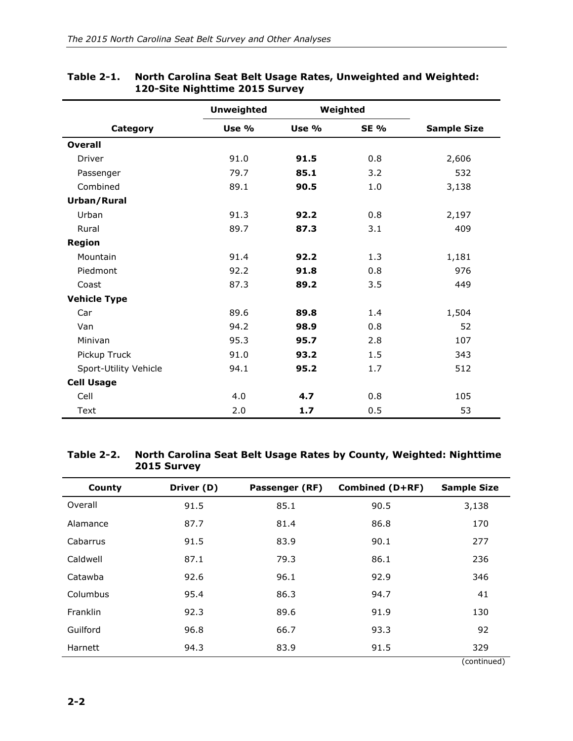**Table 2-1. North Carolina Seat Belt Usage Rates, Unweighted and Weighted: 120-Site Nighttime 2015 Survey**

| | Unweighted | Weighted | | |
|---|---|---|---|---|
| Category | Use % | Use % | SE % | Sample Size |
| **Overall** | | | | |
| Driver | 91.0 | **91.5** | 0.8 | 2,606 |
| Passenger | 79.7 | **85.1** | 3.2 | 532 |
| Combined | 89.1 | **90.5** | 1.0 | 3,138 |
| **Urban/Rural** | | | | |
| Urban | 91.3 | **92.2** | 0.8 | 2,197 |
| Rural | 89.7 | **87.3** | 3.1 | 409 |
| **Region** | | | | |
| Mountain | 91.4 | **92.2** | 1.3 | 1,181 |
| Piedmont | 92.2 | **91.8** | 0.8 | 976 |
| Coast | 87.3 | **89.2** | 3.5 | 449 |
| **Vehicle Type** | | | | |
| Car | 89.6 | **89.8** | 1.4 | 1,504 |
| Van | 94.2 | **98.9** | 0.8 | 52 |
| Minivan | 95.3 | **95.7** | 2.8 | 107 |
| Pickup Truck | 91.0 | **93.2** | 1.5 | 343 |
| Sport-Utility Vehicle | 94.1 | **95.2** | 1.7 | 512 |
| **Cell Usage** | | | | |
| Cell | 4.0 | **4.7** | 0.8 | 105 |
| Text | 2.0 | **1.7** | 0.5 | 53 |

**Table 2-2. North Carolina Seat Belt Usage Rates by County, Weighted: Nighttime 2015 Survey**

| County | Driver (D) | Passenger (RF) | Combined (D+RF) | Sample Size |
|---|---|---|---|---|
| Overall | 91.5 | 85.1 | 90.5 | 3,138 |
| Alamance | 87.7 | 81.4 | 86.8 | 170 |
| Cabarrus | 91.5 | 83.9 | 90.1 | 277 |
| Caldwell | 87.1 | 79.3 | 86.1 | 236 |
| Catawba | 92.6 | 96.1 | 92.9 | 346 |
| Columbus | 95.4 | 86.3 | 94.7 | 41 |
| Franklin | 92.3 | 89.6 | 91.9 | 130 |
| Guilford | 96.8 | 66.7 | 93.3 | 92 |
| Harnett | 94.3 | 83.9 | 91.5 | 329 |

(continued)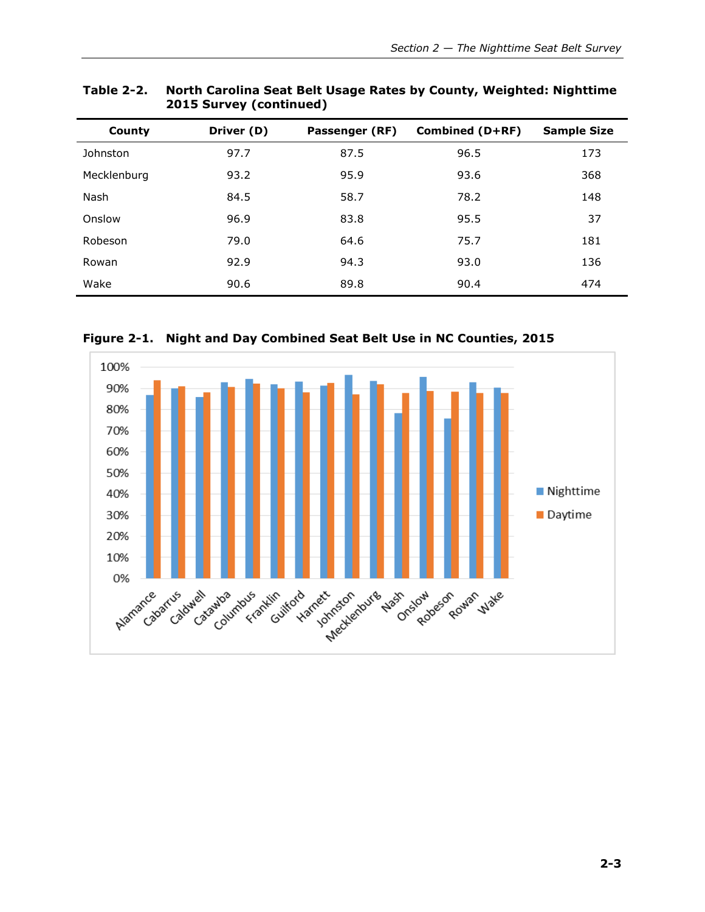**Table 2-2. North Carolina Seat Belt Usage Rates by County, Weighted: Nighttime 2015 Survey (continued)**

| County | Driver (D) | Passenger (RF) | Combined (D+RF) | Sample Size |
|---|---|---|---|---|
| Johnston | 97.7 | 87.5 | 96.5 | 173 |
| Mecklenburg | 93.2 | 95.9 | 93.6 | 368 |
| Nash | 84.5 | 58.7 | 78.2 | 148 |
| Onslow | 96.9 | 83.8 | 95.5 | 37 |
| Robeson | 79.0 | 64.6 | 75.7 | 181 |
| Rowan | 92.9 | 94.3 | 93.0 | 136 |
| Wake | 90.6 | 89.8 | 90.4 | 474 |

**Figure 2-1. Night and Day Combined Seat Belt Use in NC Counties, 2015**

100%
90%
80%
70%
60%
50%
40%
30%
20%
10%
0%

Alamance, Cabarrus, Caldwell, Catawba, Columbus, Franklin, Guilford, Harnett, Johnston, Mecklenburg, Nash, Onslow, Robeson, Rowan, Wake

Nighttime
Daytime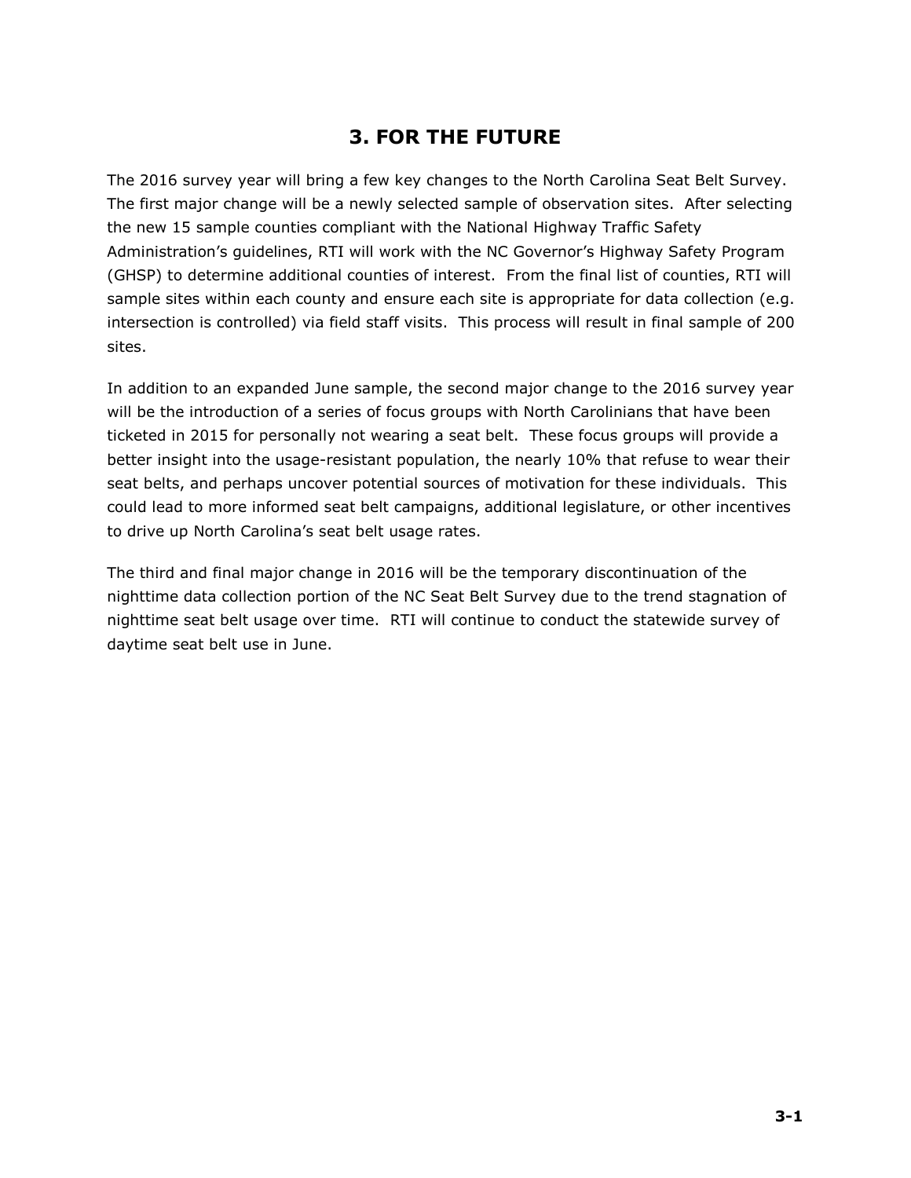# 3. FOR THE FUTURE

The 2016 survey year will bring a few key changes to the North Carolina Seat Belt Survey. The first major change will be a newly selected sample of observation sites. After selecting the new 15 sample counties compliant with the National Highway Traffic Safety Administration's guidelines, RTI will work with the NC Governor's Highway Safety Program (GHSP) to determine additional counties of interest. From the final list of counties, RTI will sample sites within each county and ensure each site is appropriate for data collection (e.g. intersection is controlled) via field staff visits. This process will result in final sample of 200 sites.

In addition to an expanded June sample, the second major change to the 2016 survey year will be the introduction of a series of focus groups with North Carolinians that have been ticketed in 2015 for personally not wearing a seat belt. These focus groups will provide a better insight into the usage-resistant population, the nearly 10% that refuse to wear their seat belts, and perhaps uncover potential sources of motivation for these individuals. This could lead to more informed seat belt campaigns, additional legislature, or other incentives to drive up North Carolina's seat belt usage rates.

The third and final major change in 2016 will be the temporary discontinuation of the nighttime data collection portion of the NC Seat Belt Survey due to the trend stagnation of nighttime seat belt usage over time. RTI will continue to conduct the statewide survey of daytime seat belt use in June.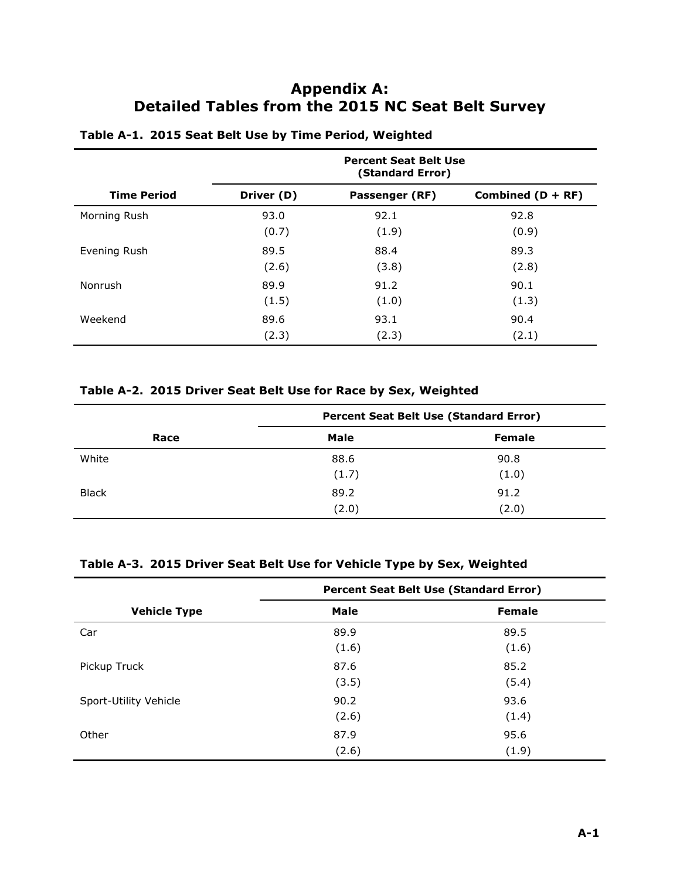# Appendix A: Detailed Tables from the 2015 NC Seat Belt Survey

**Table A-1. 2015 Seat Belt Use by Time Period, Weighted**

| | Percent Seat Belt Use (Standard Error) | | |
|---|---|---|---|
| **Time Period** | **Driver (D)** | **Passenger (RF)** | **Combined (D + RF)** |
| Morning Rush | 93.0 (0.7) | 92.1 (1.9) | 92.8 (0.9) |
| Evening Rush | 89.5 (2.6) | 88.4 (3.8) | 89.3 (2.8) |
| Nonrush | 89.9 (1.5) | 91.2 (1.0) | 90.1 (1.3) |
| Weekend | 89.6 (2.3) | 93.1 (2.3) | 90.4 (2.1) |

**Table A-2. 2015 Driver Seat Belt Use for Race by Sex, Weighted**

| | Percent Seat Belt Use (Standard Error) | |
|---|---|---|
| **Race** | **Male** | **Female** |
| White | 88.6 (1.7) | 90.8 (1.0) |
| Black | 89.2 (2.0) | 91.2 (2.0) |

**Table A-3. 2015 Driver Seat Belt Use for Vehicle Type by Sex, Weighted**

| | Percent Seat Belt Use (Standard Error) | |
|---|---|---|
| **Vehicle Type** | **Male** | **Female** |
| Car | 89.9 (1.6) | 89.5 (1.6) |
| Pickup Truck | 87.6 (3.5) | 85.2 (5.4) |
| Sport-Utility Vehicle | 90.2 (2.6) | 93.6 (1.4) |
| Other | 87.9 (2.6) | 95.6 (1.9) |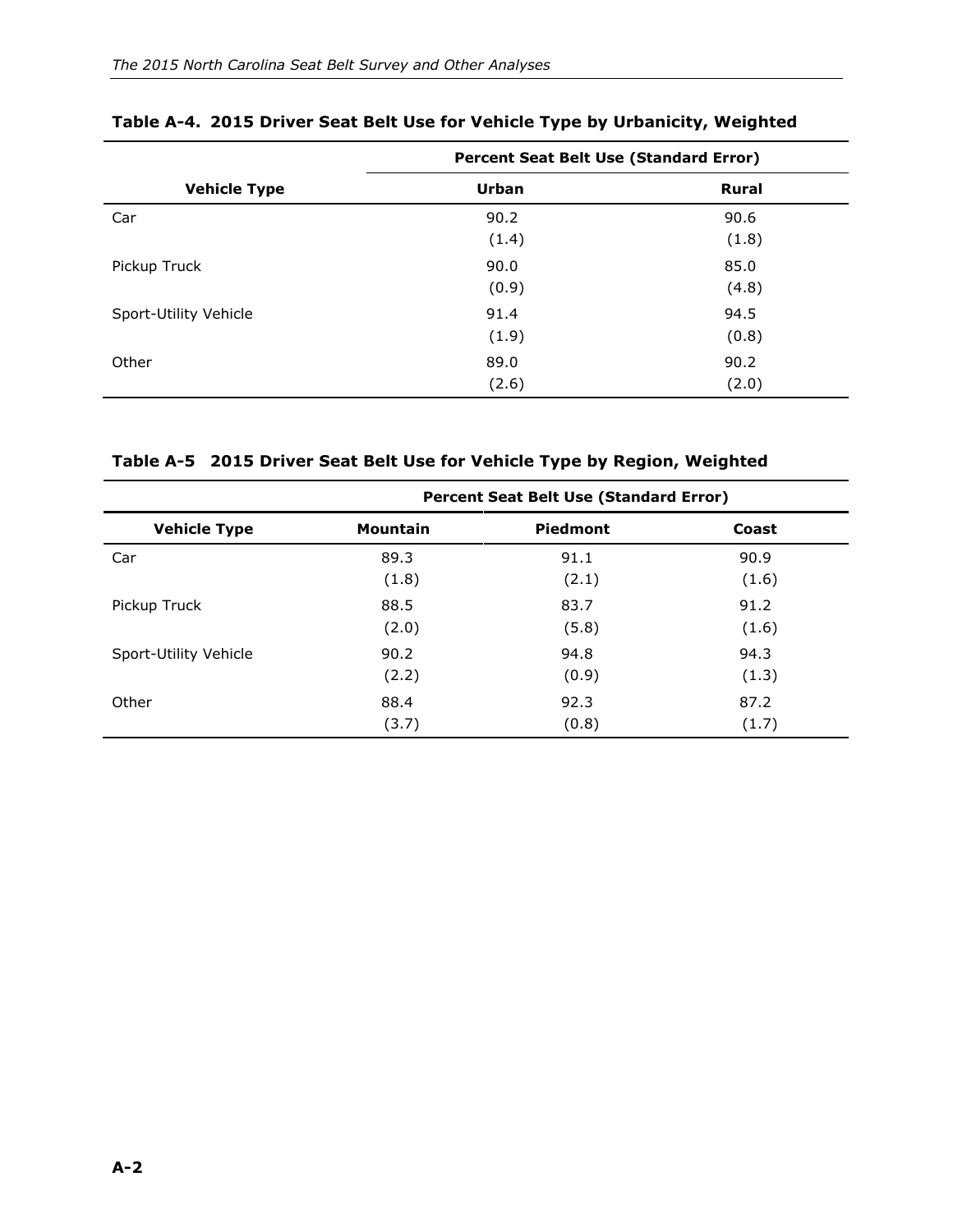**Table A-4. 2015 Driver Seat Belt Use for Vehicle Type by Urbanicity, Weighted**

| | Percent Seat Belt Use (Standard Error) | |
|---|---|---|
| **Vehicle Type** | **Urban** | **Rural** |
| Car | 90.2<br>(1.4) | 90.6<br>(1.8) |
| Pickup Truck | 90.0<br>(0.9) | 85.0<br>(4.8) |
| Sport-Utility Vehicle | 91.4<br>(1.9) | 94.5<br>(0.8) |
| Other | 89.0<br>(2.6) | 90.2<br>(2.0) |

**Table A-5 2015 Driver Seat Belt Use for Vehicle Type by Region, Weighted**

| | Percent Seat Belt Use (Standard Error) | | |
|---|---|---|---|
| **Vehicle Type** | **Mountain** | **Piedmont** | **Coast** |
| Car | 89.3<br>(1.8) | 91.1<br>(2.1) | 90.9<br>(1.6) |
| Pickup Truck | 88.5<br>(2.0) | 83.7<br>(5.8) | 91.2<br>(1.6) |
| Sport-Utility Vehicle | 90.2<br>(2.2) | 94.8<br>(0.9) | 94.3<br>(1.3) |
| Other | 88.4<br>(3.7) | 92.3<br>(0.8) | 87.2<br>(1.7) |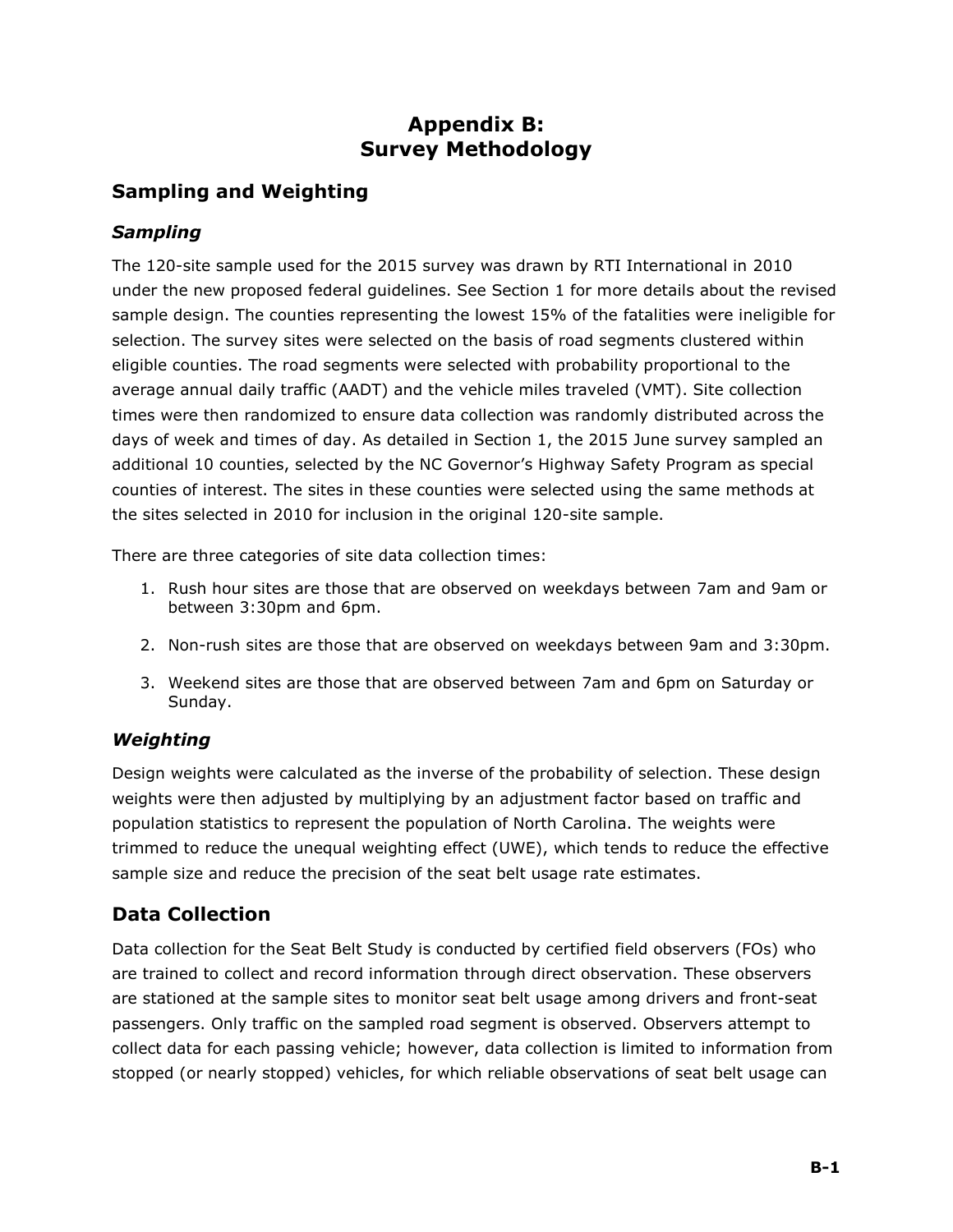# Appendix B: Survey Methodology

## Sampling and Weighting

### *Sampling*

The 120-site sample used for the 2015 survey was drawn by RTI International in 2010 under the new proposed federal guidelines. See Section 1 for more details about the revised sample design. The counties representing the lowest 15% of the fatalities were ineligible for selection. The survey sites were selected on the basis of road segments clustered within eligible counties. The road segments were selected with probability proportional to the average annual daily traffic (AADT) and the vehicle miles traveled (VMT). Site collection times were then randomized to ensure data collection was randomly distributed across the days of week and times of day. As detailed in Section 1, the 2015 June survey sampled an additional 10 counties, selected by the NC Governor's Highway Safety Program as special counties of interest. The sites in these counties were selected using the same methods at the sites selected in 2010 for inclusion in the original 120-site sample.

There are three categories of site data collection times:

1. Rush hour sites are those that are observed on weekdays between 7am and 9am or between 3:30pm and 6pm.
2. Non-rush sites are those that are observed on weekdays between 9am and 3:30pm.
3. Weekend sites are those that are observed between 7am and 6pm on Saturday or Sunday.

### *Weighting*

Design weights were calculated as the inverse of the probability of selection. These design weights were then adjusted by multiplying by an adjustment factor based on traffic and population statistics to represent the population of North Carolina. The weights were trimmed to reduce the unequal weighting effect (UWE), which tends to reduce the effective sample size and reduce the precision of the seat belt usage rate estimates.

## Data Collection

Data collection for the Seat Belt Study is conducted by certified field observers (FOs) who are trained to collect and record information through direct observation. These observers are stationed at the sample sites to monitor seat belt usage among drivers and front-seat passengers. Only traffic on the sampled road segment is observed. Observers attempt to collect data for each passing vehicle; however, data collection is limited to information from stopped (or nearly stopped) vehicles, for which reliable observations of seat belt usage can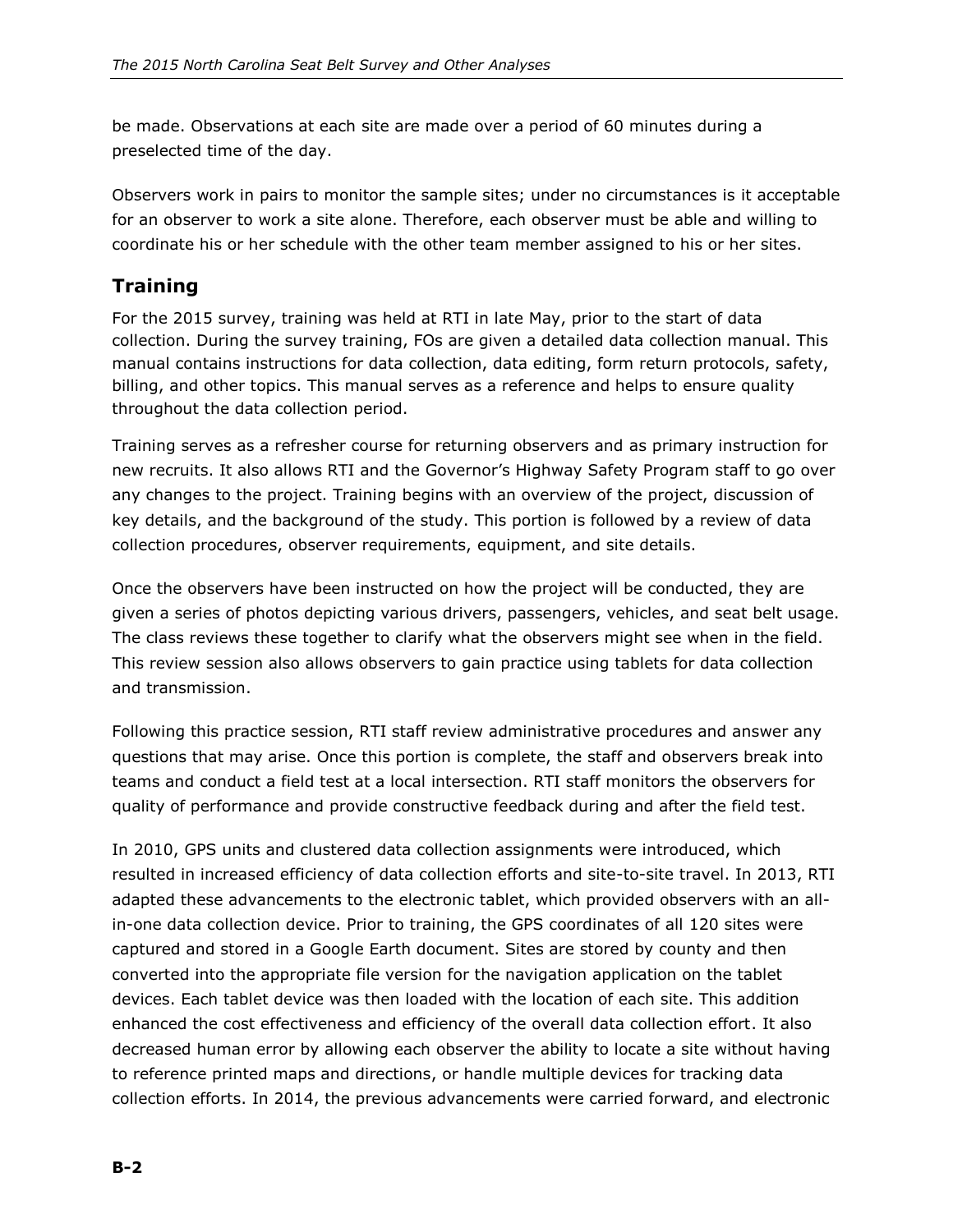be made. Observations at each site are made over a period of 60 minutes during a preselected time of the day.

Observers work in pairs to monitor the sample sites; under no circumstances is it acceptable for an observer to work a site alone. Therefore, each observer must be able and willing to coordinate his or her schedule with the other team member assigned to his or her sites.

## Training

For the 2015 survey, training was held at RTI in late May, prior to the start of data collection. During the survey training, FOs are given a detailed data collection manual. This manual contains instructions for data collection, data editing, form return protocols, safety, billing, and other topics. This manual serves as a reference and helps to ensure quality throughout the data collection period.

Training serves as a refresher course for returning observers and as primary instruction for new recruits. It also allows RTI and the Governor's Highway Safety Program staff to go over any changes to the project. Training begins with an overview of the project, discussion of key details, and the background of the study. This portion is followed by a review of data collection procedures, observer requirements, equipment, and site details.

Once the observers have been instructed on how the project will be conducted, they are given a series of photos depicting various drivers, passengers, vehicles, and seat belt usage. The class reviews these together to clarify what the observers might see when in the field. This review session also allows observers to gain practice using tablets for data collection and transmission.

Following this practice session, RTI staff review administrative procedures and answer any questions that may arise. Once this portion is complete, the staff and observers break into teams and conduct a field test at a local intersection. RTI staff monitors the observers for quality of performance and provide constructive feedback during and after the field test.

In 2010, GPS units and clustered data collection assignments were introduced, which resulted in increased efficiency of data collection efforts and site-to-site travel. In 2013, RTI adapted these advancements to the electronic tablet, which provided observers with an all-in-one data collection device. Prior to training, the GPS coordinates of all 120 sites were captured and stored in a Google Earth document. Sites are stored by county and then converted into the appropriate file version for the navigation application on the tablet devices. Each tablet device was then loaded with the location of each site. This addition enhanced the cost effectiveness and efficiency of the overall data collection effort. It also decreased human error by allowing each observer the ability to locate a site without having to reference printed maps and directions, or handle multiple devices for tracking data collection efforts. In 2014, the previous advancements were carried forward, and electronic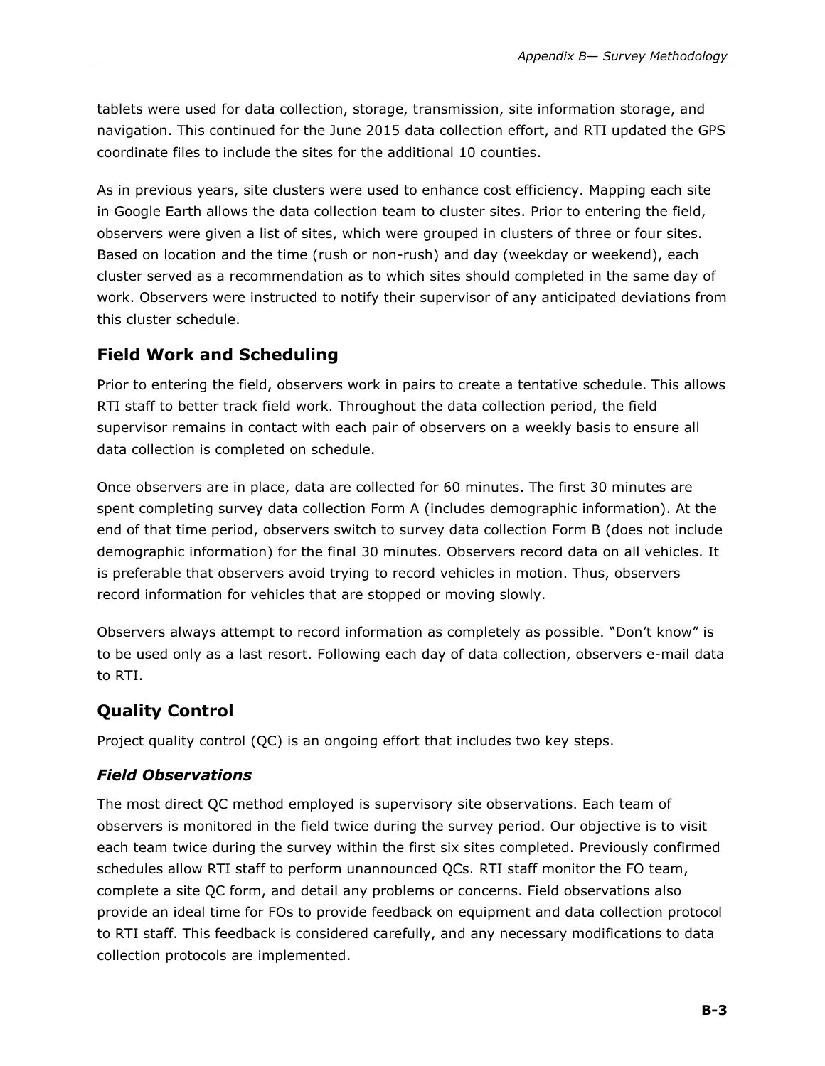tablets were used for data collection, storage, transmission, site information storage, and navigation. This continued for the June 2015 data collection effort, and RTI updated the GPS coordinate files to include the sites for the additional 10 counties.

As in previous years, site clusters were used to enhance cost efficiency. Mapping each site in Google Earth allows the data collection team to cluster sites. Prior to entering the field, observers were given a list of sites, which were grouped in clusters of three or four sites. Based on location and the time (rush or non-rush) and day (weekday or weekend), each cluster served as a recommendation as to which sites should completed in the same day of work. Observers were instructed to notify their supervisor of any anticipated deviations from this cluster schedule.

## Field Work and Scheduling

Prior to entering the field, observers work in pairs to create a tentative schedule. This allows RTI staff to better track field work. Throughout the data collection period, the field supervisor remains in contact with each pair of observers on a weekly basis to ensure all data collection is completed on schedule.

Once observers are in place, data are collected for 60 minutes. The first 30 minutes are spent completing survey data collection Form A (includes demographic information). At the end of that time period, observers switch to survey data collection Form B (does not include demographic information) for the final 30 minutes. Observers record data on all vehicles. It is preferable that observers avoid trying to record vehicles in motion. Thus, observers record information for vehicles that are stopped or moving slowly.

Observers always attempt to record information as completely as possible. "Don't know" is to be used only as a last resort. Following each day of data collection, observers e-mail data to RTI.

## Quality Control

Project quality control (QC) is an ongoing effort that includes two key steps.

### *Field Observations*

The most direct QC method employed is supervisory site observations. Each team of observers is monitored in the field twice during the survey period. Our objective is to visit each team twice during the survey within the first six sites completed. Previously confirmed schedules allow RTI staff to perform unannounced QCs. RTI staff monitor the FO team, complete a site QC form, and detail any problems or concerns. Field observations also provide an ideal time for FOs to provide feedback on equipment and data collection protocol to RTI staff. This feedback is considered carefully, and any necessary modifications to data collection protocols are implemented.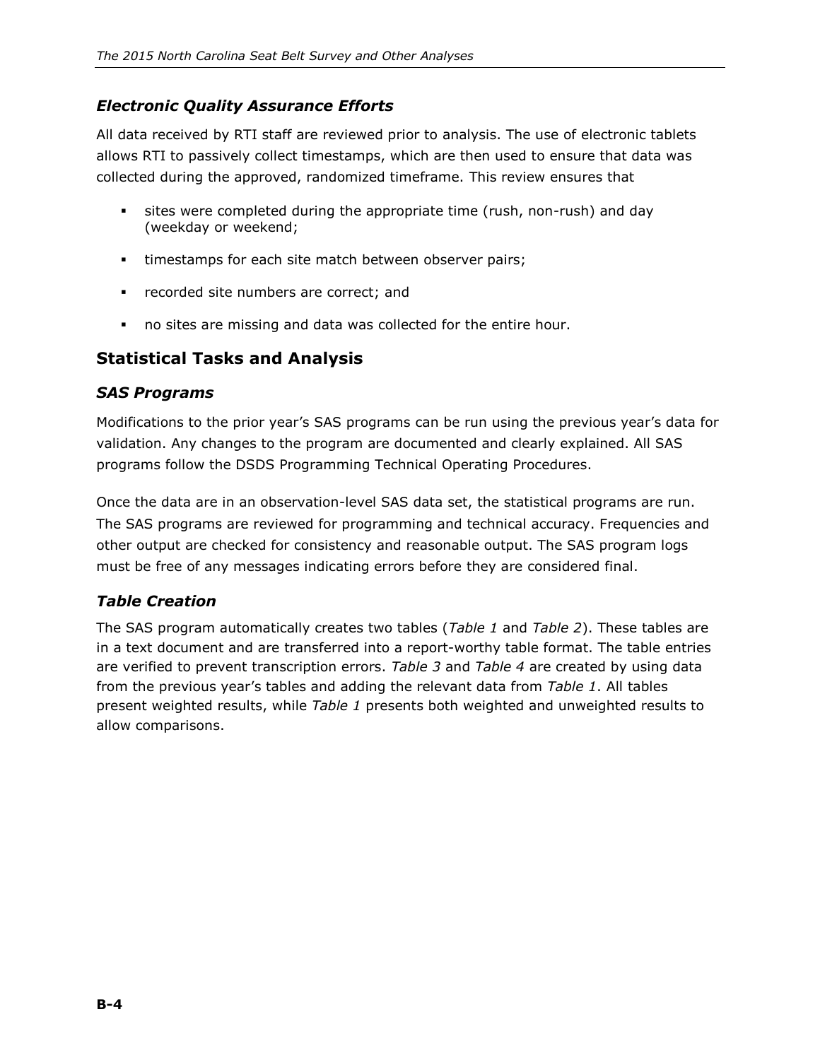### *Electronic Quality Assurance Efforts*

All data received by RTI staff are reviewed prior to analysis. The use of electronic tablets allows RTI to passively collect timestamps, which are then used to ensure that data was collected during the approved, randomized timeframe. This review ensures that

- sites were completed during the appropriate time (rush, non-rush) and day (weekday or weekend;
- timestamps for each site match between observer pairs;
- recorded site numbers are correct; and
- no sites are missing and data was collected for the entire hour.

## Statistical Tasks and Analysis

### *SAS Programs*

Modifications to the prior year's SAS programs can be run using the previous year's data for validation. Any changes to the program are documented and clearly explained. All SAS programs follow the DSDS Programming Technical Operating Procedures.

Once the data are in an observation-level SAS data set, the statistical programs are run. The SAS programs are reviewed for programming and technical accuracy. Frequencies and other output are checked for consistency and reasonable output. The SAS program logs must be free of any messages indicating errors before they are considered final.

### *Table Creation*

The SAS program automatically creates two tables (*Table 1* and *Table 2*). These tables are in a text document and are transferred into a report-worthy table format. The table entries are verified to prevent transcription errors. *Table 3* and *Table 4* are created by using data from the previous year's tables and adding the relevant data from *Table 1*. All tables present weighted results, while *Table 1* presents both weighted and unweighted results to allow comparisons.